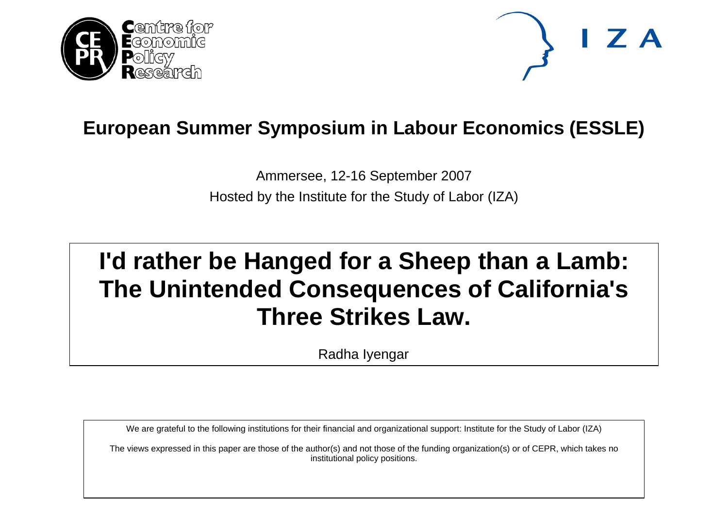## European Summer Symposium in Labour Economics (ESSLE)

Ammersee, 12-16 September 2007

Hosted by the Institute for the Study of Labor (IZA)

# I'd rather be Hanged for a Sheep than a Lamb: The Unintended Consequences of California's Three Strikes Law.

Radha Iyengar

We are grateful to the following institutions for their financial and organizational support: Institute for the Study of Labor (IZA)

The views expressed in this paper are those of the author(s) and not those of the funding organization(s) or of CEPR, which takes no institutional policy positions.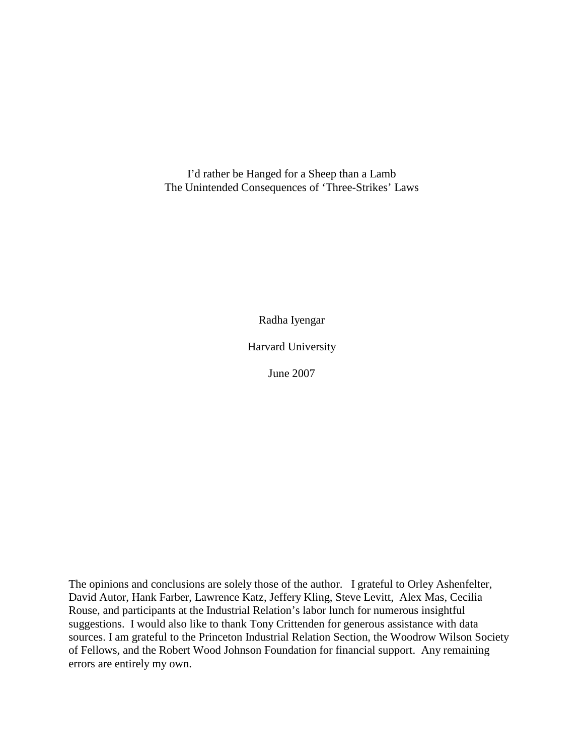# I'd rather be Hanged for a Sheep than a Lamb
## The Unintended Consequences of 'Three-Strikes' Laws

Radha Iyengar

Harvard University

June 2007

The opinions and conclusions are solely those of the author. I grateful to Orley Ashenfelter, David Autor, Hank Farber, Lawrence Katz, Jeffery Kling, Steve Levitt, Alex Mas, Cecilia Rouse, and participants at the Industrial Relation's labor lunch for numerous insightful suggestions. I would also like to thank Tony Crittenden for generous assistance with data sources. I am grateful to the Princeton Industrial Relation Section, the Woodrow Wilson Society of Fellows, and the Robert Wood Johnson Foundation for financial support. Any remaining errors are entirely my own.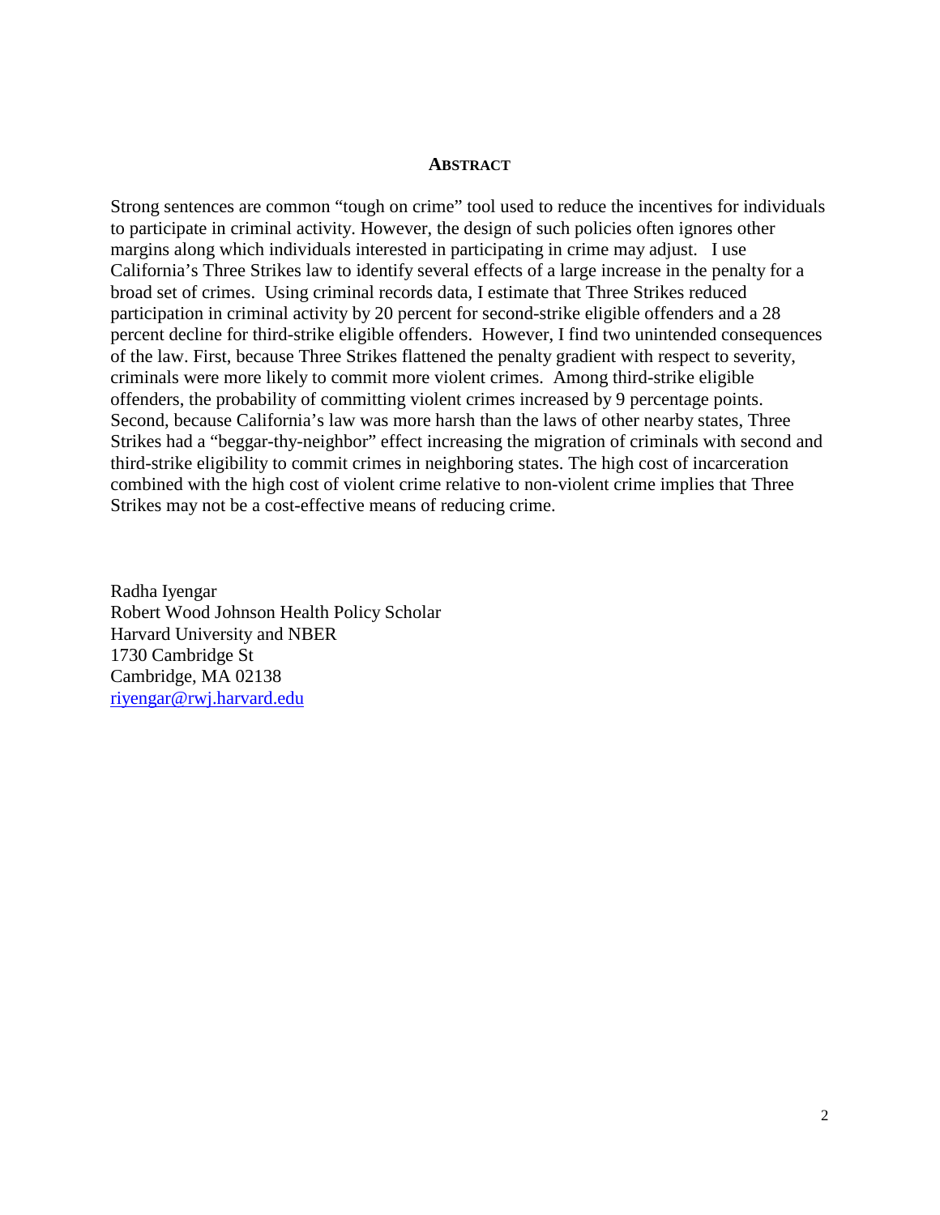## ABSTRACT

Strong sentences are common "tough on crime" tool used to reduce the incentives for individuals to participate in criminal activity. However, the design of such policies often ignores other margins along which individuals interested in participating in crime may adjust. I use California's Three Strikes law to identify several effects of a large increase in the penalty for a broad set of crimes. Using criminal records data, I estimate that Three Strikes reduced participation in criminal activity by 20 percent for second-strike eligible offenders and a 28 percent decline for third-strike eligible offenders. However, I find two unintended consequences of the law. First, because Three Strikes flattened the penalty gradient with respect to severity, criminals were more likely to commit more violent crimes. Among third-strike eligible offenders, the probability of committing violent crimes increased by 9 percentage points. Second, because California's law was more harsh than the laws of other nearby states, Three Strikes had a "beggar-thy-neighbor" effect increasing the migration of criminals with second and third-strike eligibility to commit crimes in neighboring states. The high cost of incarceration combined with the high cost of violent crime relative to non-violent crime implies that Three Strikes may not be a cost-effective means of reducing crime.

Radha Iyengar  
Robert Wood Johnson Health Policy Scholar  
Harvard University and NBER  
1730 Cambridge St  
Cambridge, MA 02138  
riyengar@rwj.harvard.edu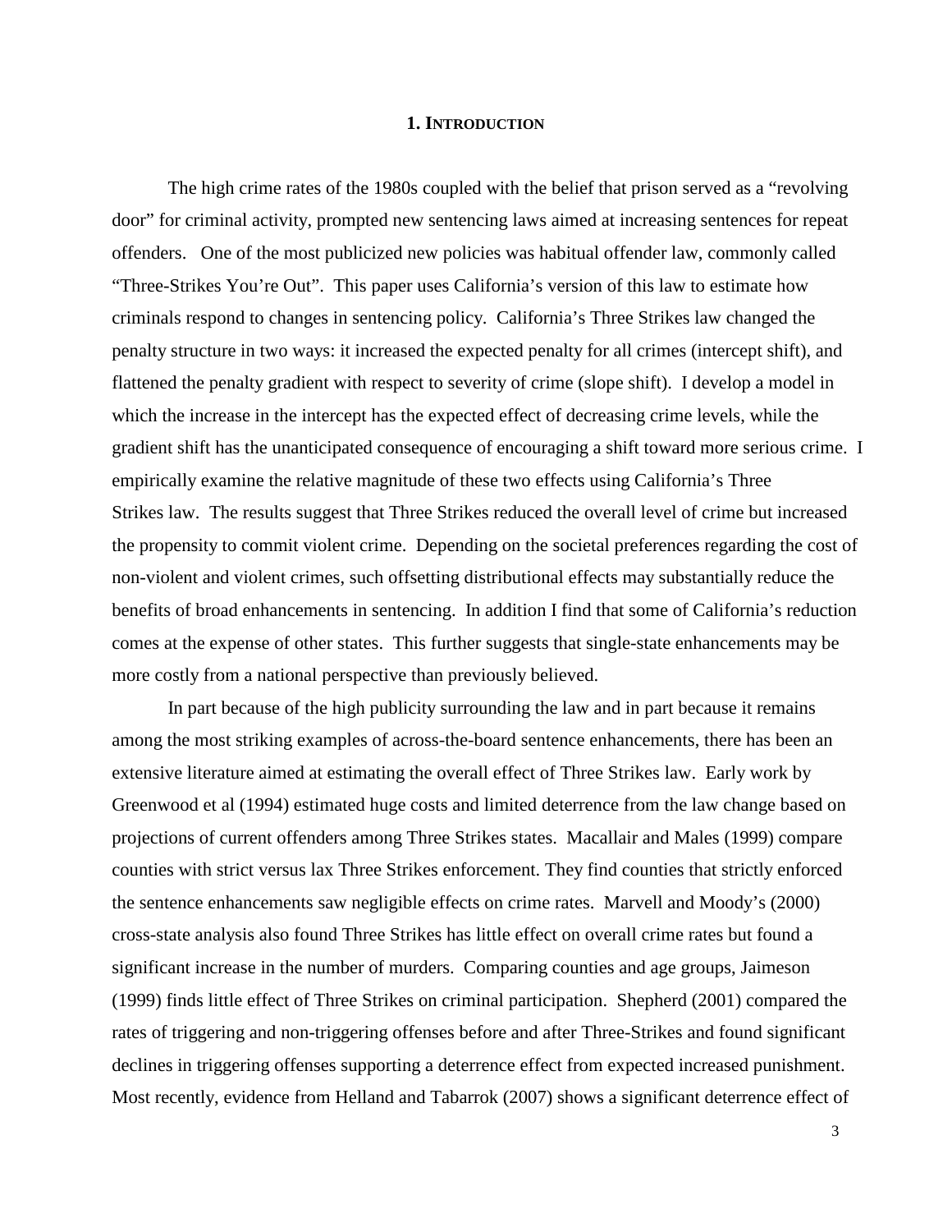## 1. Introduction

The high crime rates of the 1980s coupled with the belief that prison served as a "revolving door" for criminal activity, prompted new sentencing laws aimed at increasing sentences for repeat offenders. One of the most publicized new policies was habitual offender law, commonly called "Three-Strikes You're Out". This paper uses California's version of this law to estimate how criminals respond to changes in sentencing policy. California's Three Strikes law changed the penalty structure in two ways: it increased the expected penalty for all crimes (intercept shift), and flattened the penalty gradient with respect to severity of crime (slope shift). I develop a model in which the increase in the intercept has the expected effect of decreasing crime levels, while the gradient shift has the unanticipated consequence of encouraging a shift toward more serious crime. I empirically examine the relative magnitude of these two effects using California's Three Strikes law. The results suggest that Three Strikes reduced the overall level of crime but increased the propensity to commit violent crime. Depending on the societal preferences regarding the cost of non-violent and violent crimes, such offsetting distributional effects may substantially reduce the benefits of broad enhancements in sentencing. In addition I find that some of California's reduction comes at the expense of other states. This further suggests that single-state enhancements may be more costly from a national perspective than previously believed.

In part because of the high publicity surrounding the law and in part because it remains among the most striking examples of across-the-board sentence enhancements, there has been an extensive literature aimed at estimating the overall effect of Three Strikes law. Early work by Greenwood et al (1994) estimated huge costs and limited deterrence from the law change based on projections of current offenders among Three Strikes states. Macallair and Males (1999) compare counties with strict versus lax Three Strikes enforcement. They find counties that strictly enforced the sentence enhancements saw negligible effects on crime rates. Marvell and Moody's (2000) cross-state analysis also found Three Strikes has little effect on overall crime rates but found a significant increase in the number of murders. Comparing counties and age groups, Jaimeson (1999) finds little effect of Three Strikes on criminal participation. Shepherd (2001) compared the rates of triggering and non-triggering offenses before and after Three-Strikes and found significant declines in triggering offenses supporting a deterrence effect from expected increased punishment. Most recently, evidence from Helland and Tabarrok (2007) shows a significant deterrence effect of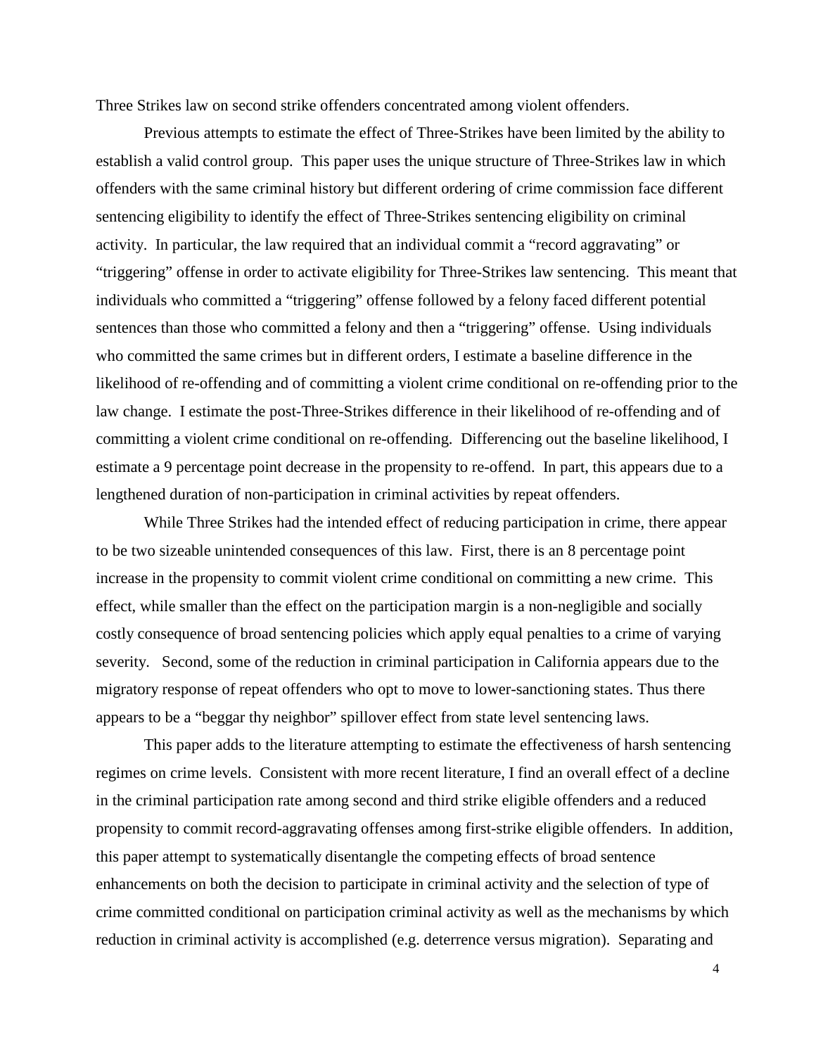Three Strikes law on second strike offenders concentrated among violent offenders.

Previous attempts to estimate the effect of Three-Strikes have been limited by the ability to establish a valid control group. This paper uses the unique structure of Three-Strikes law in which offenders with the same criminal history but different ordering of crime commission face different sentencing eligibility to identify the effect of Three-Strikes sentencing eligibility on criminal activity. In particular, the law required that an individual commit a "record aggravating" or "triggering" offense in order to activate eligibility for Three-Strikes law sentencing. This meant that individuals who committed a "triggering" offense followed by a felony faced different potential sentences than those who committed a felony and then a "triggering" offense. Using individuals who committed the same crimes but in different orders, I estimate a baseline difference in the likelihood of re-offending and of committing a violent crime conditional on re-offending prior to the law change. I estimate the post-Three-Strikes difference in their likelihood of re-offending and of committing a violent crime conditional on re-offending. Differencing out the baseline likelihood, I estimate a 9 percentage point decrease in the propensity to re-offend. In part, this appears due to a lengthened duration of non-participation in criminal activities by repeat offenders.

While Three Strikes had the intended effect of reducing participation in crime, there appear to be two sizeable unintended consequences of this law. First, there is an 8 percentage point increase in the propensity to commit violent crime conditional on committing a new crime. This effect, while smaller than the effect on the participation margin is a non-negligible and socially costly consequence of broad sentencing policies which apply equal penalties to a crime of varying severity. Second, some of the reduction in criminal participation in California appears due to the migratory response of repeat offenders who opt to move to lower-sanctioning states. Thus there appears to be a "beggar thy neighbor" spillover effect from state level sentencing laws.

This paper adds to the literature attempting to estimate the effectiveness of harsh sentencing regimes on crime levels. Consistent with more recent literature, I find an overall effect of a decline in the criminal participation rate among second and third strike eligible offenders and a reduced propensity to commit record-aggravating offenses among first-strike eligible offenders. In addition, this paper attempt to systematically disentangle the competing effects of broad sentence enhancements on both the decision to participate in criminal activity and the selection of type of crime committed conditional on participation criminal activity as well as the mechanisms by which reduction in criminal activity is accomplished (e.g. deterrence versus migration). Separating and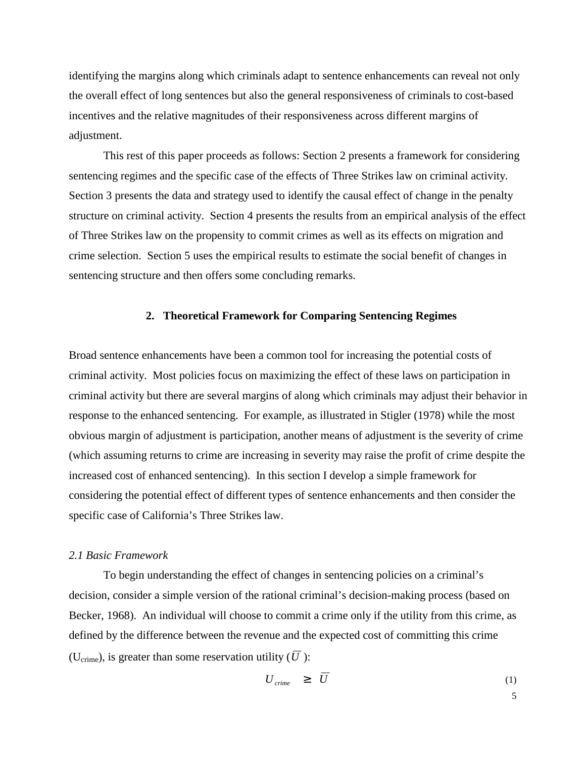identifying the margins along which criminals adapt to sentence enhancements can reveal not only the overall effect of long sentences but also the general responsiveness of criminals to cost-based incentives and the relative magnitudes of their responsiveness across different margins of adjustment.

This rest of this paper proceeds as follows: Section 2 presents a framework for considering sentencing regimes and the specific case of the effects of Three Strikes law on criminal activity. Section 3 presents the data and strategy used to identify the causal effect of change in the penalty structure on criminal activity. Section 4 presents the results from an empirical analysis of the effect of Three Strikes law on the propensity to commit crimes as well as its effects on migration and crime selection. Section 5 uses the empirical results to estimate the social benefit of changes in sentencing structure and then offers some concluding remarks.

## 2. Theoretical Framework for Comparing Sentencing Regimes

Broad sentence enhancements have been a common tool for increasing the potential costs of criminal activity. Most policies focus on maximizing the effect of these laws on participation in criminal activity but there are several margins of along which criminals may adjust their behavior in response to the enhanced sentencing. For example, as illustrated in Stigler (1978) while the most obvious margin of adjustment is participation, another means of adjustment is the severity of crime (which assuming returns to crime are increasing in severity may raise the profit of crime despite the increased cost of enhanced sentencing). In this section I develop a simple framework for considering the potential effect of different types of sentence enhancements and then consider the specific case of California's Three Strikes law.

### *2.1 Basic Framework*

To begin understanding the effect of changes in sentencing policies on a criminal's decision, consider a simple version of the rational criminal's decision-making process (based on Becker, 1968). An individual will choose to commit a crime only if the utility from this crime, as defined by the difference between the revenue and the expected cost of committing this crime ($U_{crime}$), is greater than some reservation utility ($\overline{U}$):

$$U_{crime} \geq \overline{U} \tag{1}$$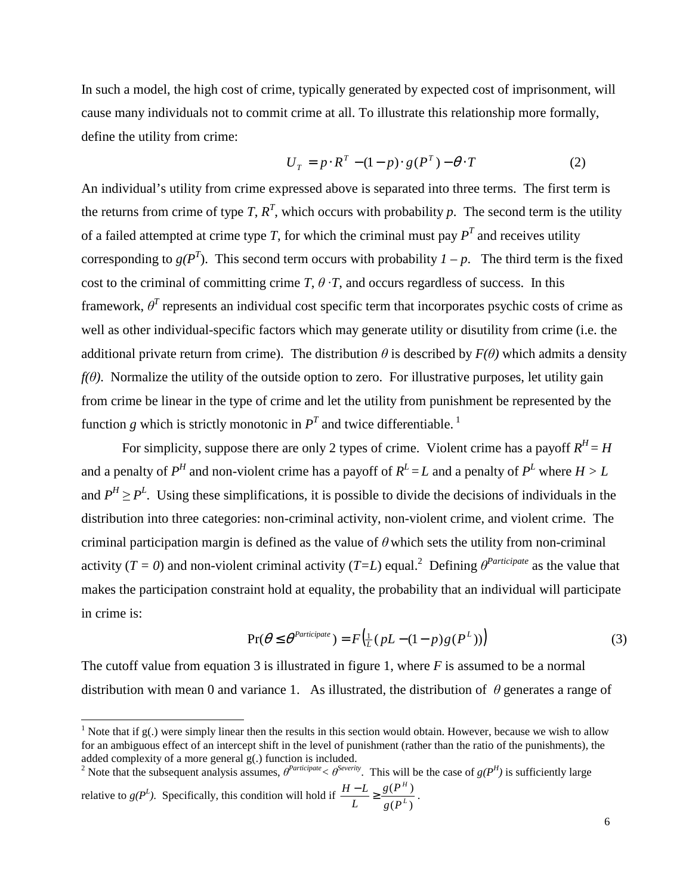In such a model, the high cost of crime, typically generated by expected cost of imprisonment, will cause many individuals not to commit crime at all. To illustrate this relationship more formally, define the utility from crime:

$$U_T = p \cdot R^T - (1-p) \cdot g(P^T) - \theta \cdot T \qquad (2)$$

An individual's utility from crime expressed above is separated into three terms. The first term is the returns from crime of type $T$, $R^T$, which occurs with probability $p$. The second term is the utility of a failed attempted at crime type $T$, for which the criminal must pay $P^T$ and receives utility corresponding to $g(P^T)$. This second term occurs with probability $1 - p$. The third term is the fixed cost to the criminal of committing crime $T$, $\theta \cdot T$, and occurs regardless of success. In this framework, $\theta^T$ represents an individual cost specific term that incorporates psychic costs of crime as well as other individual-specific factors which may generate utility or disutility from crime (i.e. the additional private return from crime). The distribution $\theta$ is described by $F(\theta)$ which admits a density $f(\theta)$. Normalize the utility of the outside option to zero. For illustrative purposes, let utility gain from crime be linear in the type of crime and let the utility from punishment be represented by the function $g$ which is strictly monotonic in $P^T$ and twice differentiable. [1]

For simplicity, suppose there are only 2 types of crime. Violent crime has a payoff $R^H = H$ and a penalty of $P^H$ and non-violent crime has a payoff of $R^L = L$ and a penalty of $P^L$ where $H > L$ and $P^H \geq P^L$. Using these simplifications, it is possible to divide the decisions of individuals in the distribution into three categories: non-criminal activity, non-violent crime, and violent crime. The criminal participation margin is defined as the value of $\theta$ which sets the utility from non-criminal activity ($T = 0$) and non-violent criminal activity ($T=L$) equal.[2] Defining $\theta^{Participate}$ as the value that makes the participation constraint hold at equality, the probability that an individual will participate in crime is:

$$\Pr(\theta \leq \theta^{Participate}) = F\left(\tfrac{1}{L}(pL - (1-p)g(P^L))\right) \qquad (3)$$

The cutoff value from equation 3 is illustrated in figure 1, where $F$ is assumed to be a normal distribution with mean 0 and variance 1. As illustrated, the distribution of $\theta$ generates a range of

[1] Note that if g(.) were simply linear then the results in this section would obtain. However, because we wish to allow for an ambiguous effect of an intercept shift in the level of punishment (rather than the ratio of the punishments), the added complexity of a more general g(.) function is included.

[2] Note that the subsequent analysis assumes, $\theta^{Participate} < \theta^{Severity}$. This will be the case of $g(P^H)$ is sufficiently large relative to $g(P^L)$. Specifically, this condition will hold if $\frac{H-L}{L} \geq \frac{g(P^H)}{g(P^L)}$.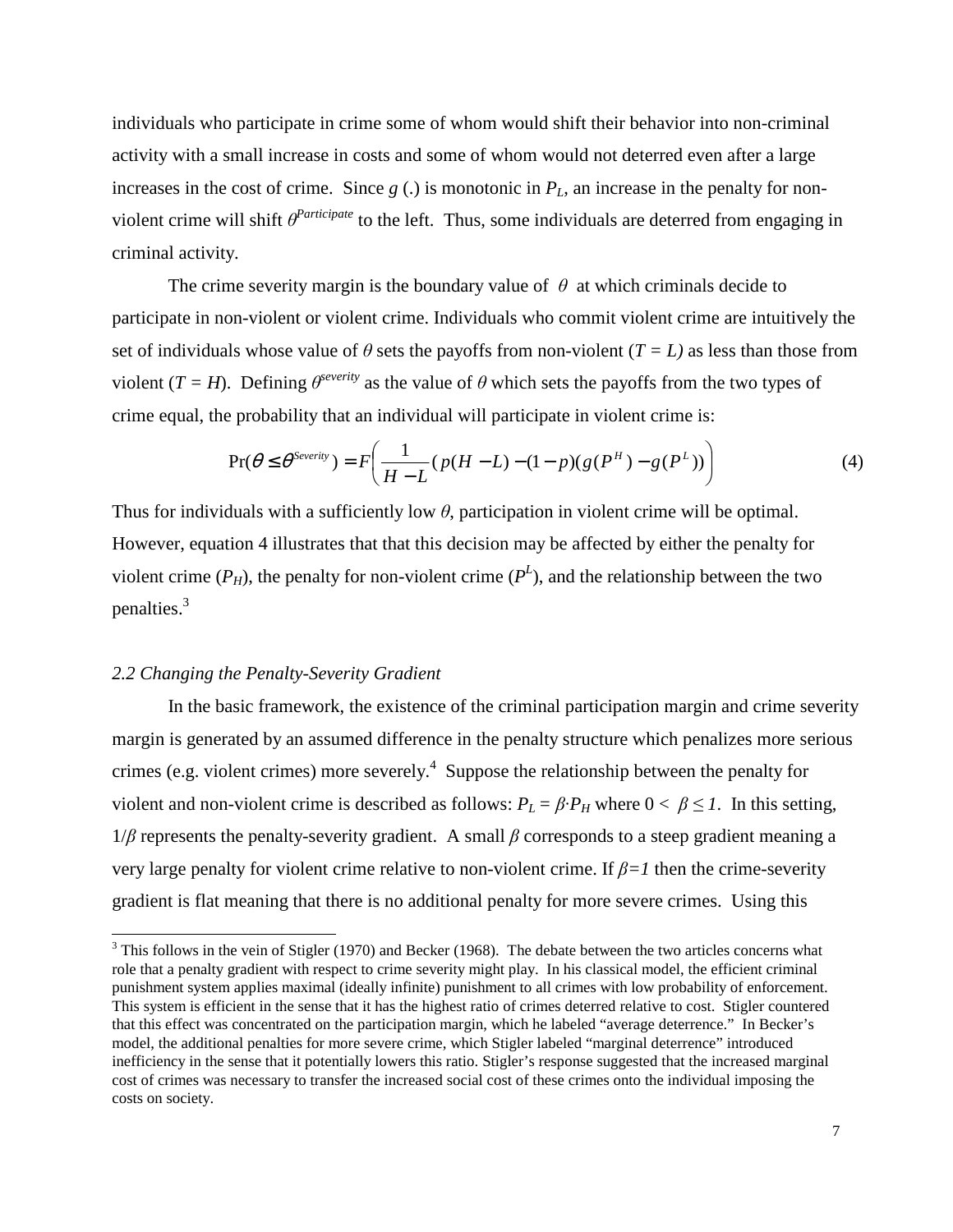individuals who participate in crime some of whom would shift their behavior into non-criminal activity with a small increase in costs and some of whom would not deterred even after a large increases in the cost of crime. Since *g* (.) is monotonic in $P_L$, an increase in the penalty for non-violent crime will shift $\theta^{Participate}$ to the left. Thus, some individuals are deterred from engaging in criminal activity.

The crime severity margin is the boundary value of $\theta$ at which criminals decide to participate in non-violent or violent crime. Individuals who commit violent crime are intuitively the set of individuals whose value of $\theta$ sets the payoffs from non-violent ($T = L$) as less than those from violent ($T = H$). Defining $\theta^{severity}$ as the value of $\theta$ which sets the payoffs from the two types of crime equal, the probability that an individual will participate in violent crime is:

$$\Pr(\theta \leq \theta^{Severity}) = F\left(\frac{1}{H-L}(p(H-L) - (1-p)(g(P^H) - g(P^L))\right) \tag{4}$$

Thus for individuals with a sufficiently low $\theta$, participation in violent crime will be optimal. However, equation 4 illustrates that that this decision may be affected by either the penalty for violent crime ($P_H$), the penalty for non-violent crime ($P^L$), and the relationship between the two penalties.[3]

### *2.2 Changing the Penalty-Severity Gradient*

In the basic framework, the existence of the criminal participation margin and crime severity margin is generated by an assumed difference in the penalty structure which penalizes more serious crimes (e.g. violent crimes) more severely.[4] Suppose the relationship between the penalty for violent and non-violent crime is described as follows: $P_L = \beta \cdot P_H$ where $0 < \beta \leq 1$. In this setting, $1/\beta$ represents the penalty-severity gradient. A small $\beta$ corresponds to a steep gradient meaning a very large penalty for violent crime relative to non-violent crime. If $\beta = 1$ then the crime-severity gradient is flat meaning that there is no additional penalty for more severe crimes. Using this

---

[3] This follows in the vein of Stigler (1970) and Becker (1968). The debate between the two articles concerns what role that a penalty gradient with respect to crime severity might play. In his classical model, the efficient criminal punishment system applies maximal (ideally infinite) punishment to all crimes with low probability of enforcement. This system is efficient in the sense that it has the highest ratio of crimes deterred relative to cost. Stigler countered that this effect was concentrated on the participation margin, which he labeled "average deterrence." In Becker's model, the additional penalties for more severe crime, which Stigler labeled "marginal deterrence" introduced inefficiency in the sense that it potentially lowers this ratio. Stigler's response suggested that the increased marginal cost of crimes was necessary to transfer the increased social cost of these crimes onto the individual imposing the costs on society.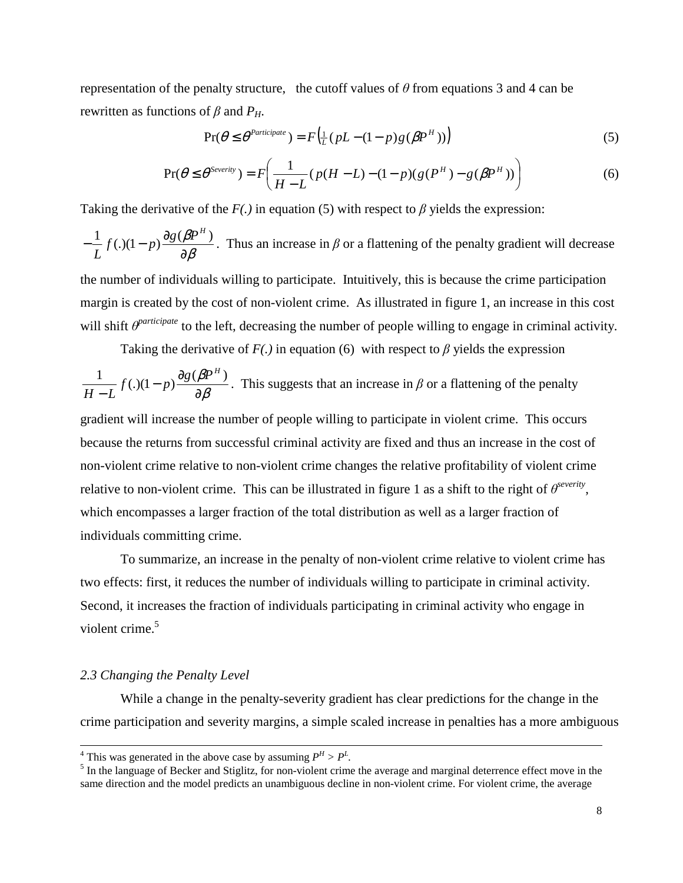representation of the penalty structure, the cutoff values of $\theta$ from equations 3 and 4 can be rewritten as functions of $\beta$ and $P_H$.

$$\Pr(\theta \leq \theta^{Participate}) = F\left(\tfrac{1}{L}(pL - (1-p)g(\beta P^H))\right) \tag{5}$$

$$\Pr(\theta \leq \theta^{Severity}) = F\left(\frac{1}{H-L}(p(H-L) - (1-p)(g(P^H) - g(\beta P^H))\right) \tag{6}$$

Taking the derivative of the *F(.)* in equation (5) with respect to $\beta$ yields the expression:

$-\frac{1}{L} f(.)(1-p)\frac{\partial g(\beta P^H)}{\partial \beta}$. Thus an increase in $\beta$ or a flattening of the penalty gradient will decrease the number of individuals willing to participate. Intuitively, this is because the crime participation margin is created by the cost of non-violent crime. As illustrated in figure 1, an increase in this cost will shift $\theta^{participate}$ to the left, decreasing the number of people willing to engage in criminal activity.

Taking the derivative of *F(.)* in equation (6) with respect to $\beta$ yields the expression

$\frac{1}{H-L} f(.)(1-p)\frac{\partial g(\beta P^H)}{\partial \beta}$. This suggests that an increase in $\beta$ or a flattening of the penalty gradient will increase the number of people willing to participate in violent crime. This occurs because the returns from successful criminal activity are fixed and thus an increase in the cost of non-violent crime relative to non-violent crime changes the relative profitability of violent crime relative to non-violent crime. This can be illustrated in figure 1 as a shift to the right of $\theta^{severity}$, which encompasses a larger fraction of the total distribution as well as a larger fraction of individuals committing crime.

To summarize, an increase in the penalty of non-violent crime relative to violent crime has two effects: first, it reduces the number of individuals willing to participate in criminal activity. Second, it increases the fraction of individuals participating in criminal activity who engage in violent crime.[5]

### *2.3 Changing the Penalty Level*

While a change in the penalty-severity gradient has clear predictions for the change in the crime participation and severity margins, a simple scaled increase in penalties has a more ambiguous

---

[4] This was generated in the above case by assuming $P^H > P^L$.

[5] In the language of Becker and Stiglitz, for non-violent crime the average and marginal deterrence effect move in the same direction and the model predicts an unambiguous decline in non-violent crime. For violent crime, the average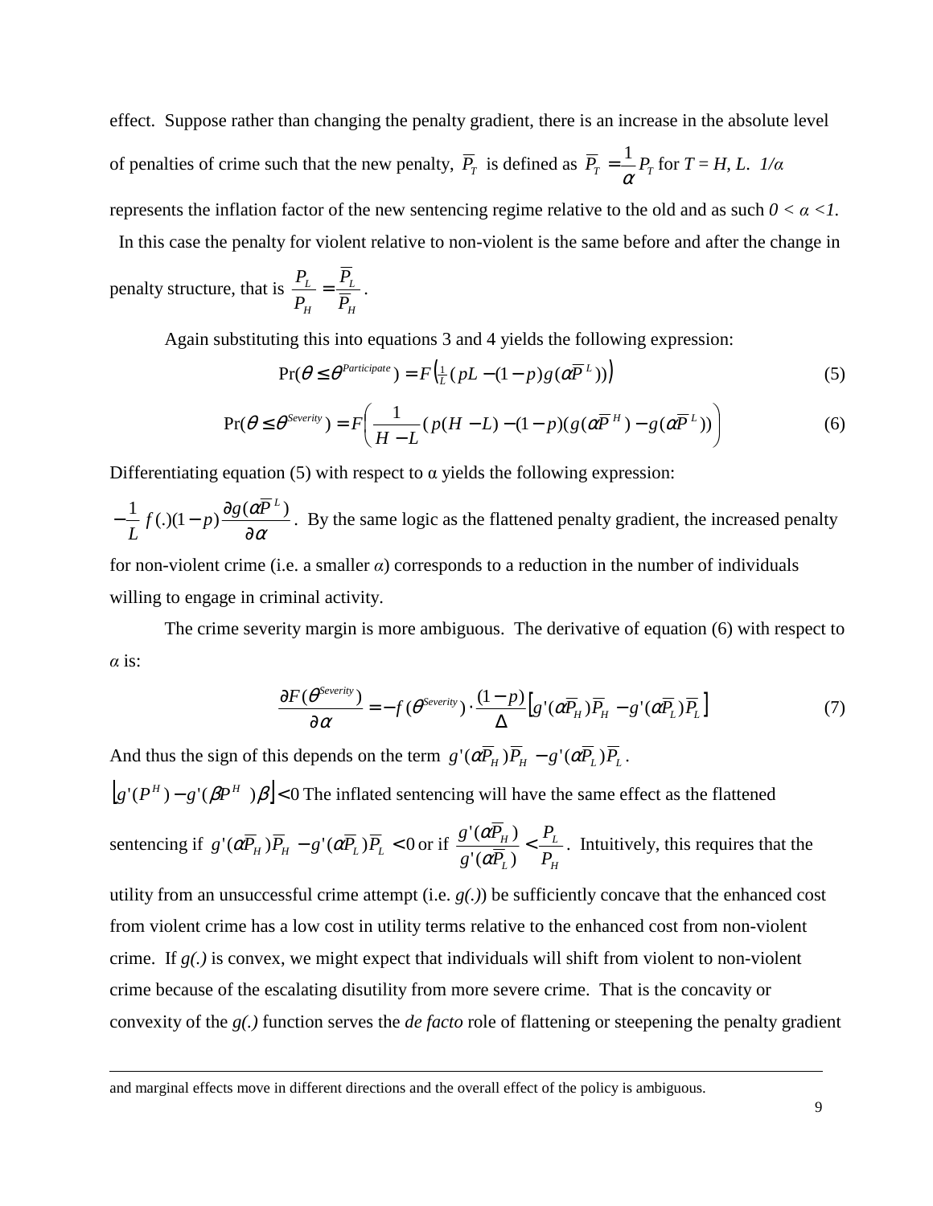effect. Suppose rather than changing the penalty gradient, there is an increase in the absolute level of penalties of crime such that the new penalty, $\overline{P}_T$ is defined as $\overline{P}_T = \frac{1}{\alpha} P_T$ for $T = H, L$. $1/\alpha$ represents the inflation factor of the new sentencing regime relative to the old and as such $0 < \alpha < 1$. In this case the penalty for violent relative to non-violent is the same before and after the change in penalty structure, that is $\frac{P_L}{P_H} = \frac{\overline{P}_L}{\overline{P}_H}$.

Again substituting this into equations 3 and 4 yields the following expression:

$$\Pr(\theta \leq \theta^{Participate}) = F\left(\tfrac{1}{L}(pL - (1-p)g(\alpha \overline{P}^L))\right) \tag{5}$$

$$\Pr(\theta \leq \theta^{Severity}) = F\left(\frac{1}{H-L}(p(H-L) - (1-p)(g(\alpha \overline{P}^H) - g(\alpha \overline{P}^L))\right) \tag{6}$$

Differentiating equation (5) with respect to α yields the following expression:

$-\frac{1}{L} f(.)(1-p)\frac{\partial g(\alpha \overline{P}^L)}{\partial \alpha}$. By the same logic as the flattened penalty gradient, the increased penalty for non-violent crime (i.e. a smaller $\alpha$) corresponds to a reduction in the number of individuals willing to engage in criminal activity.

The crime severity margin is more ambiguous. The derivative of equation (6) with respect to $\alpha$ is:

$$\frac{\partial F(\theta^{Severity})}{\partial \alpha} = -f(\theta^{Severity}) \cdot \frac{(1-p)}{\Delta}\left[g'(\alpha \overline{P}_H)\overline{P}_H - g'(\alpha \overline{P}_L)\overline{P}_L\right] \tag{7}$$

And thus the sign of this depends on the term $g'(\alpha \overline{P}_H)\overline{P}_H - g'(\alpha \overline{P}_L)\overline{P}_L$.

$\left[g'(P^H) - g'(\beta P^H)\beta\right] < 0$ The inflated sentencing will have the same effect as the flattened sentencing if $g'(\alpha \overline{P}_H)\overline{P}_H - g'(\alpha \overline{P}_L)\overline{P}_L < 0$ or if $\frac{g'(\alpha \overline{P}_H)}{g'(\alpha \overline{P}_L)} < \frac{P_L}{P_H}$. Intuitively, this requires that the utility from an unsuccessful crime attempt (i.e. $g(.)$) be sufficiently concave that the enhanced cost from violent crime has a low cost in utility terms relative to the enhanced cost from non-violent crime. If $g(.)$ is convex, we might expect that individuals will shift from violent to non-violent crime because of the escalating disutility from more severe crime. That is the concavity or convexity of the $g(.)$ function serves the *de facto* role of flattening or steepening the penalty gradient

---

and marginal effects move in different directions and the overall effect of the policy is ambiguous.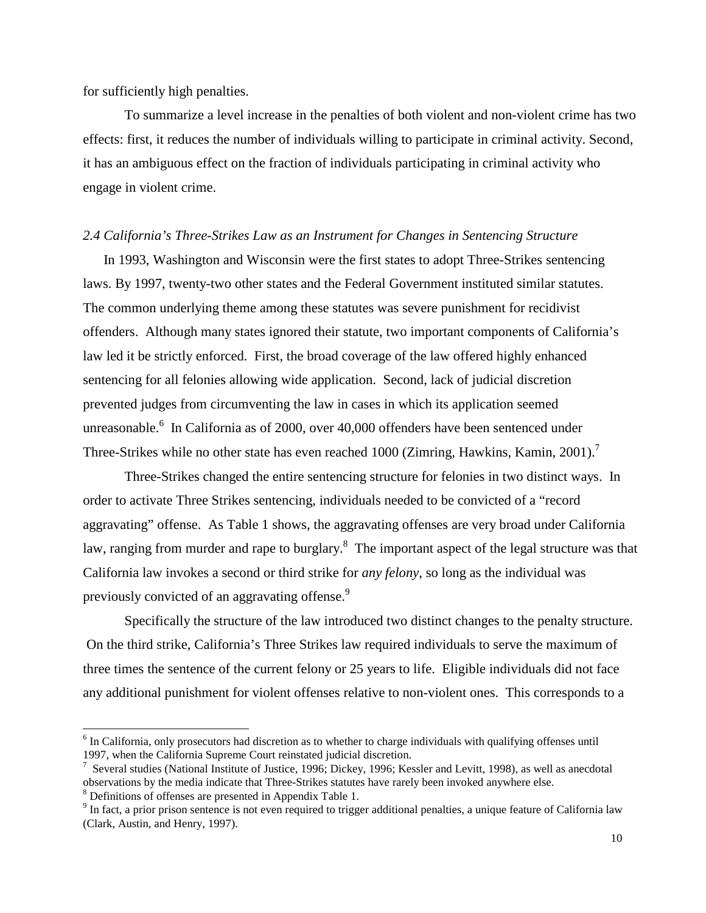for sufficiently high penalties.

To summarize a level increase in the penalties of both violent and non-violent crime has two effects: first, it reduces the number of individuals willing to participate in criminal activity. Second, it has an ambiguous effect on the fraction of individuals participating in criminal activity who engage in violent crime.

### *2.4 California's Three-Strikes Law as an Instrument for Changes in Sentencing Structure*

In 1993, Washington and Wisconsin were the first states to adopt Three-Strikes sentencing laws. By 1997, twenty-two other states and the Federal Government instituted similar statutes. The common underlying theme among these statutes was severe punishment for recidivist offenders. Although many states ignored their statute, two important components of California's law led it be strictly enforced. First, the broad coverage of the law offered highly enhanced sentencing for all felonies allowing wide application. Second, lack of judicial discretion prevented judges from circumventing the law in cases in which its application seemed unreasonable.[6] In California as of 2000, over 40,000 offenders have been sentenced under Three-Strikes while no other state has even reached 1000 (Zimring, Hawkins, Kamin, 2001).[7]

Three-Strikes changed the entire sentencing structure for felonies in two distinct ways. In order to activate Three Strikes sentencing, individuals needed to be convicted of a "record aggravating" offense. As Table 1 shows, the aggravating offenses are very broad under California law, ranging from murder and rape to burglary.[8] The important aspect of the legal structure was that California law invokes a second or third strike for *any felony*, so long as the individual was previously convicted of an aggravating offense.[9]

Specifically the structure of the law introduced two distinct changes to the penalty structure. On the third strike, California's Three Strikes law required individuals to serve the maximum of three times the sentence of the current felony or 25 years to life. Eligible individuals did not face any additional punishment for violent offenses relative to non-violent ones. This corresponds to a

---

[6] In California, only prosecutors had discretion as to whether to charge individuals with qualifying offenses until 1997, when the California Supreme Court reinstated judicial discretion.

[7] Several studies (National Institute of Justice, 1996; Dickey, 1996; Kessler and Levitt, 1998), as well as anecdotal observations by the media indicate that Three-Strikes statutes have rarely been invoked anywhere else.

[8] Definitions of offenses are presented in Appendix Table 1.

[9] In fact, a prior prison sentence is not even required to trigger additional penalties, a unique feature of California law (Clark, Austin, and Henry, 1997).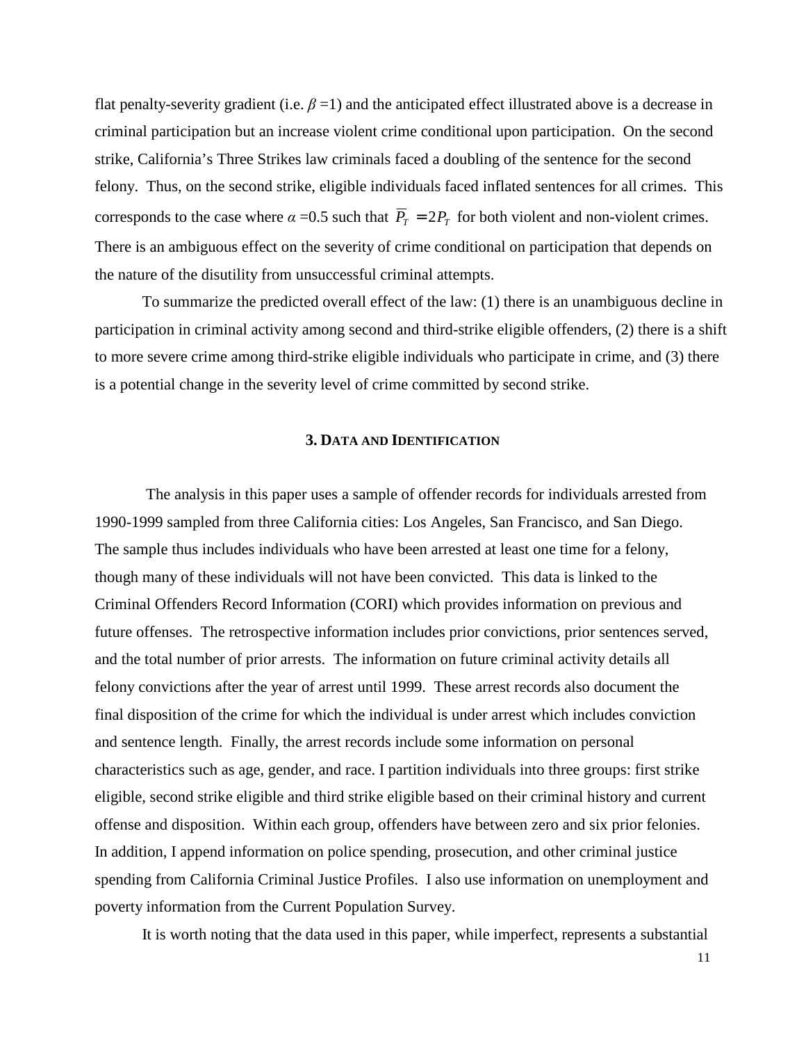flat penalty-severity gradient (i.e. $\beta$ =1) and the anticipated effect illustrated above is a decrease in criminal participation but an increase violent crime conditional upon participation. On the second strike, California's Three Strikes law criminals faced a doubling of the sentence for the second felony. Thus, on the second strike, eligible individuals faced inflated sentences for all crimes. This corresponds to the case where $\alpha$ =0.5 such that $\overline{P}_T = 2P_T$ for both violent and non-violent crimes. There is an ambiguous effect on the severity of crime conditional on participation that depends on the nature of the disutility from unsuccessful criminal attempts.

To summarize the predicted overall effect of the law: (1) there is an unambiguous decline in participation in criminal activity among second and third-strike eligible offenders, (2) there is a shift to more severe crime among third-strike eligible individuals who participate in crime, and (3) there is a potential change in the severity level of crime committed by second strike.

## 3. Data and Identification

The analysis in this paper uses a sample of offender records for individuals arrested from 1990-1999 sampled from three California cities: Los Angeles, San Francisco, and San Diego. The sample thus includes individuals who have been arrested at least one time for a felony, though many of these individuals will not have been convicted. This data is linked to the Criminal Offenders Record Information (CORI) which provides information on previous and future offenses. The retrospective information includes prior convictions, prior sentences served, and the total number of prior arrests. The information on future criminal activity details all felony convictions after the year of arrest until 1999. These arrest records also document the final disposition of the crime for which the individual is under arrest which includes conviction and sentence length. Finally, the arrest records include some information on personal characteristics such as age, gender, and race. I partition individuals into three groups: first strike eligible, second strike eligible and third strike eligible based on their criminal history and current offense and disposition. Within each group, offenders have between zero and six prior felonies. In addition, I append information on police spending, prosecution, and other criminal justice spending from California Criminal Justice Profiles. I also use information on unemployment and poverty information from the Current Population Survey.

It is worth noting that the data used in this paper, while imperfect, represents a substantial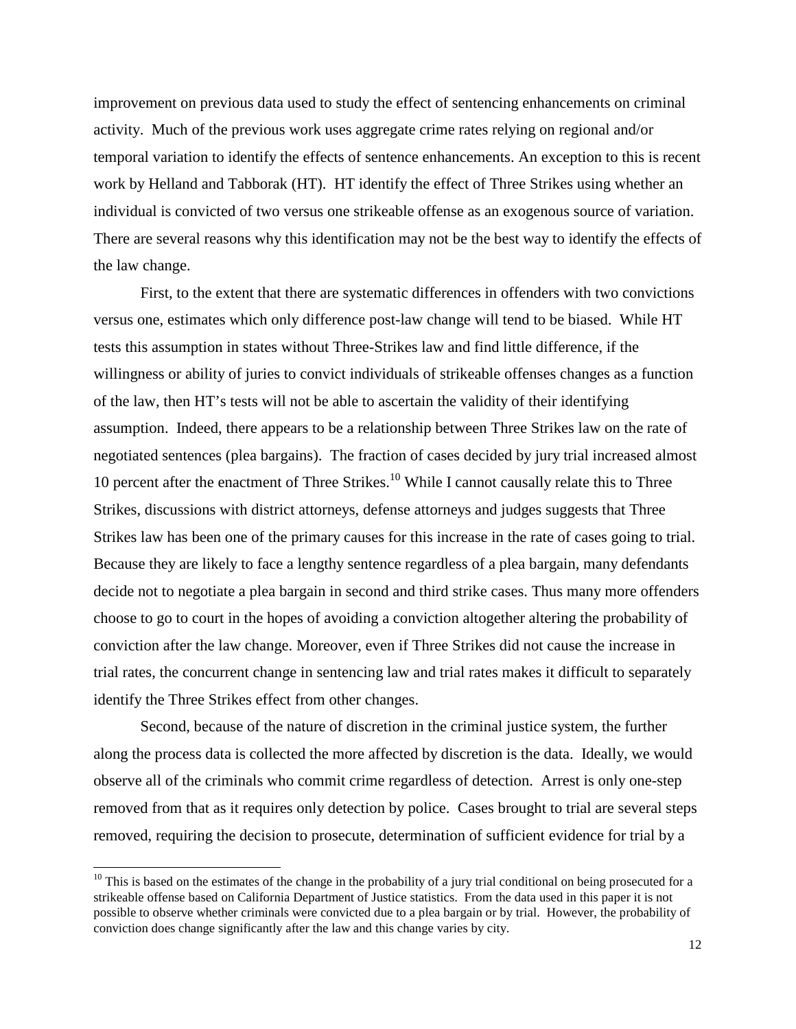improvement on previous data used to study the effect of sentencing enhancements on criminal activity. Much of the previous work uses aggregate crime rates relying on regional and/or temporal variation to identify the effects of sentence enhancements. An exception to this is recent work by Helland and Tabborak (HT). HT identify the effect of Three Strikes using whether an individual is convicted of two versus one strikeable offense as an exogenous source of variation. There are several reasons why this identification may not be the best way to identify the effects of the law change.

First, to the extent that there are systematic differences in offenders with two convictions versus one, estimates which only difference post-law change will tend to be biased. While HT tests this assumption in states without Three-Strikes law and find little difference, if the willingness or ability of juries to convict individuals of strikeable offenses changes as a function of the law, then HT's tests will not be able to ascertain the validity of their identifying assumption. Indeed, there appears to be a relationship between Three Strikes law on the rate of negotiated sentences (plea bargains). The fraction of cases decided by jury trial increased almost 10 percent after the enactment of Three Strikes.[10] While I cannot causally relate this to Three Strikes, discussions with district attorneys, defense attorneys and judges suggests that Three Strikes law has been one of the primary causes for this increase in the rate of cases going to trial. Because they are likely to face a lengthy sentence regardless of a plea bargain, many defendants decide not to negotiate a plea bargain in second and third strike cases. Thus many more offenders choose to go to court in the hopes of avoiding a conviction altogether altering the probability of conviction after the law change. Moreover, even if Three Strikes did not cause the increase in trial rates, the concurrent change in sentencing law and trial rates makes it difficult to separately identify the Three Strikes effect from other changes.

Second, because of the nature of discretion in the criminal justice system, the further along the process data is collected the more affected by discretion is the data. Ideally, we would observe all of the criminals who commit crime regardless of detection. Arrest is only one-step removed from that as it requires only detection by police. Cases brought to trial are several steps removed, requiring the decision to prosecute, determination of sufficient evidence for trial by a

[10] This is based on the estimates of the change in the probability of a jury trial conditional on being prosecuted for a strikeable offense based on California Department of Justice statistics. From the data used in this paper it is not possible to observe whether criminals were convicted due to a plea bargain or by trial. However, the probability of conviction does change significantly after the law and this change varies by city.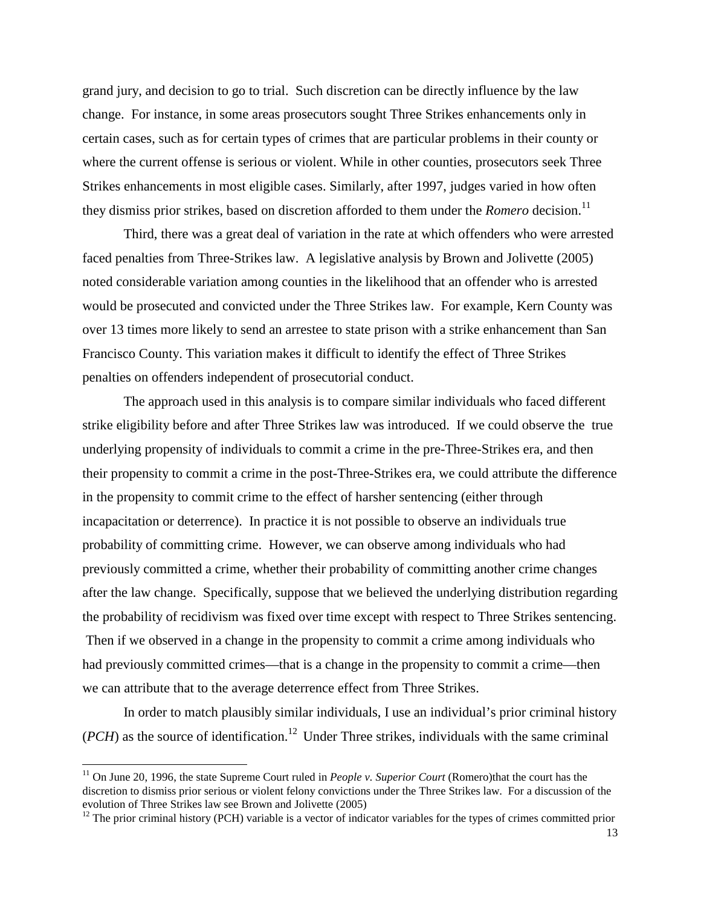grand jury, and decision to go to trial. Such discretion can be directly influence by the law change. For instance, in some areas prosecutors sought Three Strikes enhancements only in certain cases, such as for certain types of crimes that are particular problems in their county or where the current offense is serious or violent. While in other counties, prosecutors seek Three Strikes enhancements in most eligible cases. Similarly, after 1997, judges varied in how often they dismiss prior strikes, based on discretion afforded to them under the *Romero* decision.[11]

Third, there was a great deal of variation in the rate at which offenders who were arrested faced penalties from Three-Strikes law. A legislative analysis by Brown and Jolivette (2005) noted considerable variation among counties in the likelihood that an offender who is arrested would be prosecuted and convicted under the Three Strikes law. For example, Kern County was over 13 times more likely to send an arrestee to state prison with a strike enhancement than San Francisco County. This variation makes it difficult to identify the effect of Three Strikes penalties on offenders independent of prosecutorial conduct.

The approach used in this analysis is to compare similar individuals who faced different strike eligibility before and after Three Strikes law was introduced. If we could observe the true underlying propensity of individuals to commit a crime in the pre-Three-Strikes era, and then their propensity to commit a crime in the post-Three-Strikes era, we could attribute the difference in the propensity to commit crime to the effect of harsher sentencing (either through incapacitation or deterrence). In practice it is not possible to observe an individuals true probability of committing crime. However, we can observe among individuals who had previously committed a crime, whether their probability of committing another crime changes after the law change. Specifically, suppose that we believed the underlying distribution regarding the probability of recidivism was fixed over time except with respect to Three Strikes sentencing. Then if we observed in a change in the propensity to commit a crime among individuals who had previously committed crimes—that is a change in the propensity to commit a crime—then we can attribute that to the average deterrence effect from Three Strikes.

In order to match plausibly similar individuals, I use an individual's prior criminal history (*PCH*) as the source of identification.[12] Under Three strikes, individuals with the same criminal

---

[11] On June 20, 1996, the state Supreme Court ruled in *People v. Superior Court* (Romero)that the court has the discretion to dismiss prior serious or violent felony convictions under the Three Strikes law. For a discussion of the evolution of Three Strikes law see Brown and Jolivette (2005)

[12] The prior criminal history (PCH) variable is a vector of indicator variables for the types of crimes committed prior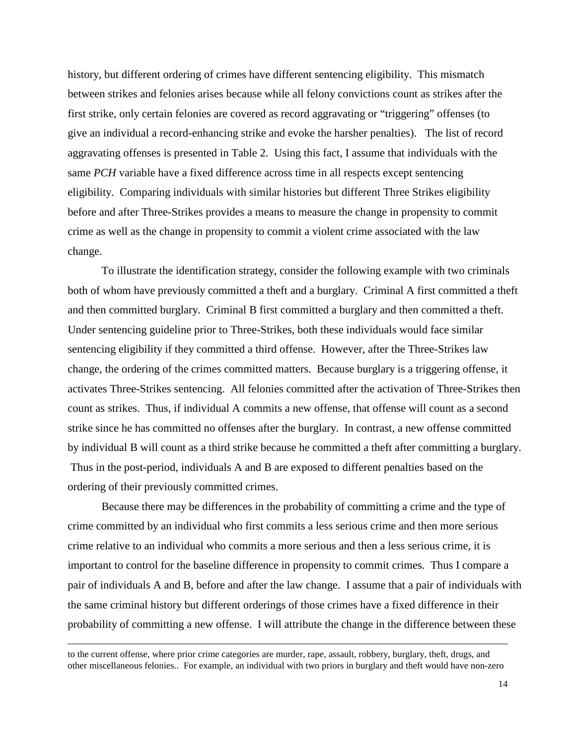history, but different ordering of crimes have different sentencing eligibility. This mismatch between strikes and felonies arises because while all felony convictions count as strikes after the first strike, only certain felonies are covered as record aggravating or "triggering" offenses (to give an individual a record-enhancing strike and evoke the harsher penalties). The list of record aggravating offenses is presented in Table 2. Using this fact, I assume that individuals with the same *PCH* variable have a fixed difference across time in all respects except sentencing eligibility. Comparing individuals with similar histories but different Three Strikes eligibility before and after Three-Strikes provides a means to measure the change in propensity to commit crime as well as the change in propensity to commit a violent crime associated with the law change.

To illustrate the identification strategy, consider the following example with two criminals both of whom have previously committed a theft and a burglary. Criminal A first committed a theft and then committed burglary. Criminal B first committed a burglary and then committed a theft. Under sentencing guideline prior to Three-Strikes, both these individuals would face similar sentencing eligibility if they committed a third offense. However, after the Three-Strikes law change, the ordering of the crimes committed matters. Because burglary is a triggering offense, it activates Three-Strikes sentencing. All felonies committed after the activation of Three-Strikes then count as strikes. Thus, if individual A commits a new offense, that offense will count as a second strike since he has committed no offenses after the burglary. In contrast, a new offense committed by individual B will count as a third strike because he committed a theft after committing a burglary. Thus in the post-period, individuals A and B are exposed to different penalties based on the ordering of their previously committed crimes.

Because there may be differences in the probability of committing a crime and the type of crime committed by an individual who first commits a less serious crime and then more serious crime relative to an individual who commits a more serious and then a less serious crime, it is important to control for the baseline difference in propensity to commit crimes. Thus I compare a pair of individuals A and B, before and after the law change. I assume that a pair of individuals with the same criminal history but different orderings of those crimes have a fixed difference in their probability of committing a new offense. I will attribute the change in the difference between these

---

to the current offense, where prior crime categories are murder, rape, assault, robbery, burglary, theft, drugs, and other miscellaneous felonies.. For example, an individual with two priors in burglary and theft would have non-zero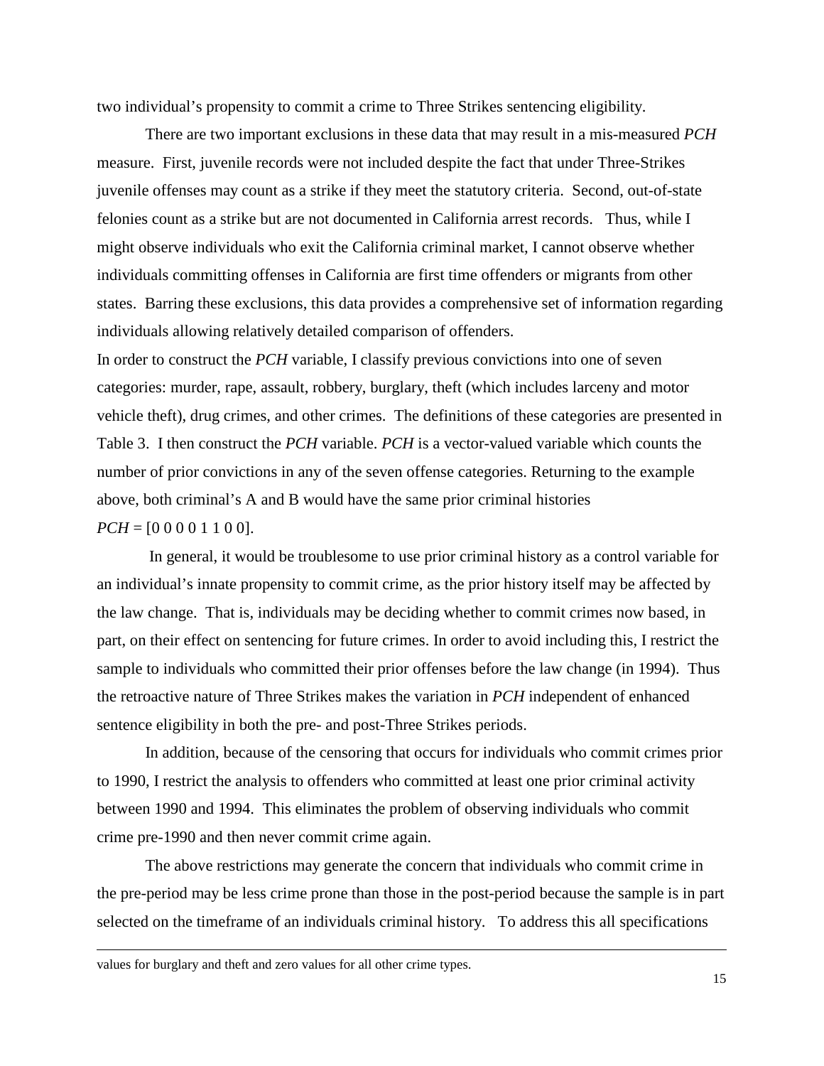two individual's propensity to commit a crime to Three Strikes sentencing eligibility.

There are two important exclusions in these data that may result in a mis-measured *PCH* measure. First, juvenile records were not included despite the fact that under Three-Strikes juvenile offenses may count as a strike if they meet the statutory criteria. Second, out-of-state felonies count as a strike but are not documented in California arrest records. Thus, while I might observe individuals who exit the California criminal market, I cannot observe whether individuals committing offenses in California are first time offenders or migrants from other states. Barring these exclusions, this data provides a comprehensive set of information regarding individuals allowing relatively detailed comparison of offenders.

In order to construct the *PCH* variable, I classify previous convictions into one of seven categories: murder, rape, assault, robbery, burglary, theft (which includes larceny and motor vehicle theft), drug crimes, and other crimes. The definitions of these categories are presented in Table 3. I then construct the *PCH* variable. *PCH* is a vector-valued variable which counts the number of prior convictions in any of the seven offense categories. Returning to the example above, both criminal's A and B would have the same prior criminal histories *PCH* = [0 0 0 0 1 1 0 0].

In general, it would be troublesome to use prior criminal history as a control variable for an individual's innate propensity to commit crime, as the prior history itself may be affected by the law change. That is, individuals may be deciding whether to commit crimes now based, in part, on their effect on sentencing for future crimes. In order to avoid including this, I restrict the sample to individuals who committed their prior offenses before the law change (in 1994). Thus the retroactive nature of Three Strikes makes the variation in *PCH* independent of enhanced sentence eligibility in both the pre- and post-Three Strikes periods.

In addition, because of the censoring that occurs for individuals who commit crimes prior to 1990, I restrict the analysis to offenders who committed at least one prior criminal activity between 1990 and 1994. This eliminates the problem of observing individuals who commit crime pre-1990 and then never commit crime again.

The above restrictions may generate the concern that individuals who commit crime in the pre-period may be less crime prone than those in the post-period because the sample is in part selected on the timeframe of an individuals criminal history. To address this all specifications

values for burglary and theft and zero values for all other crime types.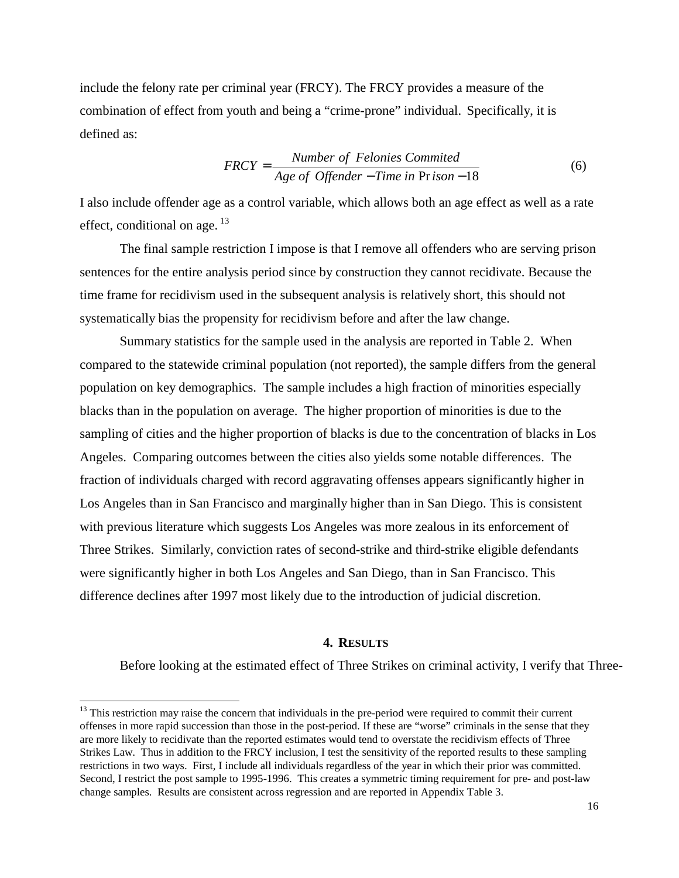include the felony rate per criminal year (FRCY). The FRCY provides a measure of the combination of effect from youth and being a "crime-prone" individual. Specifically, it is defined as:

$$FRCY = \frac{Number\ of\ \ Felonies\ Commited}{Age\ of\ \ Offender - Time\ in\ \text{Pr}ison - 18} \tag{6}$$

I also include offender age as a control variable, which allows both an age effect as well as a rate effect, conditional on age. [13]

The final sample restriction I impose is that I remove all offenders who are serving prison sentences for the entire analysis period since by construction they cannot recidivate. Because the time frame for recidivism used in the subsequent analysis is relatively short, this should not systematically bias the propensity for recidivism before and after the law change.

Summary statistics for the sample used in the analysis are reported in Table 2. When compared to the statewide criminal population (not reported), the sample differs from the general population on key demographics. The sample includes a high fraction of minorities especially blacks than in the population on average. The higher proportion of minorities is due to the sampling of cities and the higher proportion of blacks is due to the concentration of blacks in Los Angeles. Comparing outcomes between the cities also yields some notable differences. The fraction of individuals charged with record aggravating offenses appears significantly higher in Los Angeles than in San Francisco and marginally higher than in San Diego. This is consistent with previous literature which suggests Los Angeles was more zealous in its enforcement of Three Strikes. Similarly, conviction rates of second-strike and third-strike eligible defendants were significantly higher in both Los Angeles and San Diego, than in San Francisco. This difference declines after 1997 most likely due to the introduction of judicial discretion.

## 4. RESULTS

Before looking at the estimated effect of Three Strikes on criminal activity, I verify that Three-

[13] This restriction may raise the concern that individuals in the pre-period were required to commit their current offenses in more rapid succession than those in the post-period. If these are "worse" criminals in the sense that they are more likely to recidivate than the reported estimates would tend to overstate the recidivism effects of Three Strikes Law. Thus in addition to the FRCY inclusion, I test the sensitivity of the reported results to these sampling restrictions in two ways. First, I include all individuals regardless of the year in which their prior was committed. Second, I restrict the post sample to 1995-1996. This creates a symmetric timing requirement for pre- and post-law change samples. Results are consistent across regression and are reported in Appendix Table 3.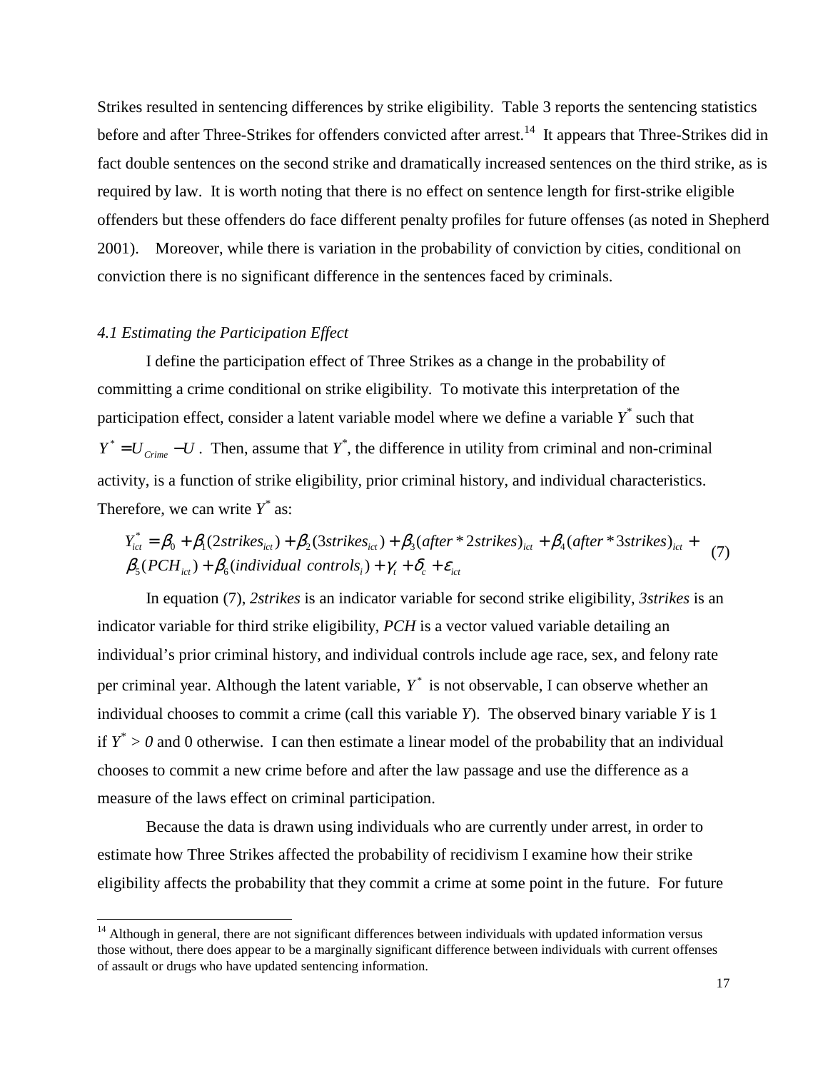Strikes resulted in sentencing differences by strike eligibility. Table 3 reports the sentencing statistics before and after Three-Strikes for offenders convicted after arrest.[14] It appears that Three-Strikes did in fact double sentences on the second strike and dramatically increased sentences on the third strike, as is required by law. It is worth noting that there is no effect on sentence length for first-strike eligible offenders but these offenders do face different penalty profiles for future offenses (as noted in Shepherd 2001). Moreover, while there is variation in the probability of conviction by cities, conditional on conviction there is no significant difference in the sentences faced by criminals.

### *4.1 Estimating the Participation Effect*

I define the participation effect of Three Strikes as a change in the probability of committing a crime conditional on strike eligibility. To motivate this interpretation of the participation effect, consider a latent variable model where we define a variable $Y^*$ such that $Y^* = U_{Crime} - U$. Then, assume that $Y^*$, the difference in utility from criminal and non-criminal activity, is a function of strike eligibility, prior criminal history, and individual characteristics. Therefore, we can write $Y^*$ as:

$$
\begin{aligned}
Y^*_{ict} = \beta_0 + \beta_1(2strikes_{ict}) + \beta_2(3strikes_{ict}) + \beta_3(after * 2strikes)_{ict} + \beta_4(after * 3strikes)_{ict} + \\
\beta_5(PCH_{ict}) + \beta_6(individual\ controls_i) + \gamma_t + \delta_c + \varepsilon_{ict}
\end{aligned} \tag{7}
$$

In equation (7), *2strikes* is an indicator variable for second strike eligibility, *3strikes* is an indicator variable for third strike eligibility, *PCH* is a vector valued variable detailing an individual's prior criminal history, and individual controls include age race, sex, and felony rate per criminal year. Although the latent variable, $Y^*$ is not observable, I can observe whether an individual chooses to commit a crime (call this variable *Y*). The observed binary variable *Y* is 1 if $Y^* > 0$ and 0 otherwise. I can then estimate a linear model of the probability that an individual chooses to commit a new crime before and after the law passage and use the difference as a measure of the laws effect on criminal participation.

Because the data is drawn using individuals who are currently under arrest, in order to estimate how Three Strikes affected the probability of recidivism I examine how their strike eligibility affects the probability that they commit a crime at some point in the future. For future

[14] Although in general, there are not significant differences between individuals with updated information versus those without, there does appear to be a marginally significant difference between individuals with current offenses of assault or drugs who have updated sentencing information.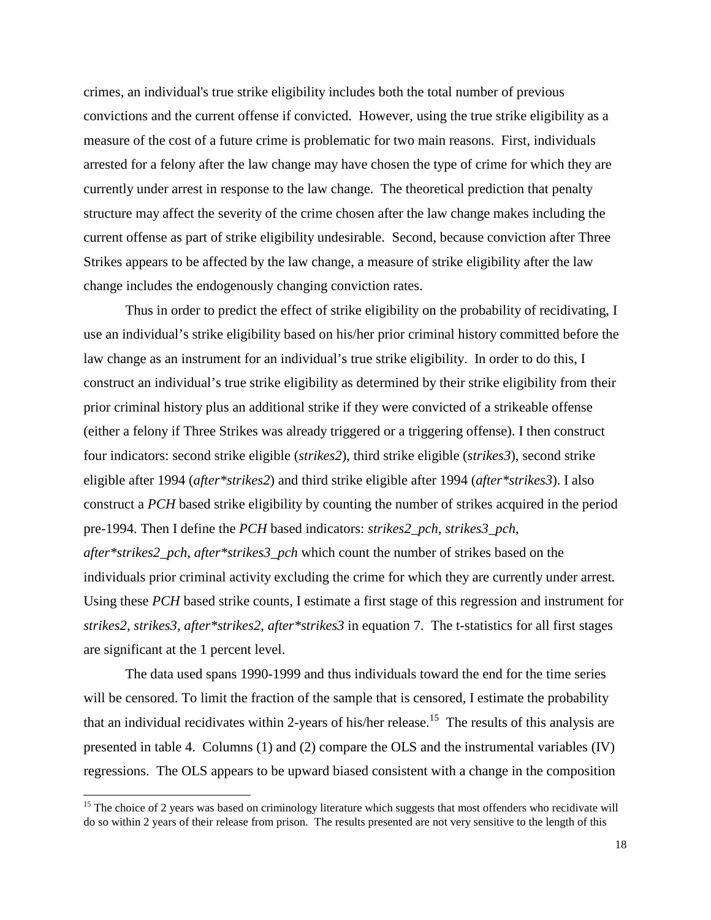crimes, an individual's true strike eligibility includes both the total number of previous convictions and the current offense if convicted. However, using the true strike eligibility as a measure of the cost of a future crime is problematic for two main reasons. First, individuals arrested for a felony after the law change may have chosen the type of crime for which they are currently under arrest in response to the law change. The theoretical prediction that penalty structure may affect the severity of the crime chosen after the law change makes including the current offense as part of strike eligibility undesirable. Second, because conviction after Three Strikes appears to be affected by the law change, a measure of strike eligibility after the law change includes the endogenously changing conviction rates.

Thus in order to predict the effect of strike eligibility on the probability of recidivating, I use an individual's strike eligibility based on his/her prior criminal history committed before the law change as an instrument for an individual's true strike eligibility. In order to do this, I construct an individual's true strike eligibility as determined by their strike eligibility from their prior criminal history plus an additional strike if they were convicted of a strikeable offense (either a felony if Three Strikes was already triggered or a triggering offense). I then construct four indicators: second strike eligible (*strikes2*), third strike eligible (*strikes3*), second strike eligible after 1994 (*after*strikes2*) and third strike eligible after 1994 (*after*strikes3*). I also construct a *PCH* based strike eligibility by counting the number of strikes acquired in the period pre-1994. Then I define the *PCH* based indicators: *strikes2_pch, strikes3_pch, after*strikes2_pch, after*strikes3_pch* which count the number of strikes based on the individuals prior criminal activity excluding the crime for which they are currently under arrest. Using these *PCH* based strike counts, I estimate a first stage of this regression and instrument for *strikes2*, *strikes3*, *after*strikes2*, *after*strikes3* in equation 7. The t-statistics for all first stages are significant at the 1 percent level.

The data used spans 1990-1999 and thus individuals toward the end for the time series will be censored. To limit the fraction of the sample that is censored, I estimate the probability that an individual recidivates within 2-years of his/her release.[15] The results of this analysis are presented in table 4. Columns (1) and (2) compare the OLS and the instrumental variables (IV) regressions. The OLS appears to be upward biased consistent with a change in the composition

[15] The choice of 2 years was based on criminology literature which suggests that most offenders who recidivate will do so within 2 years of their release from prison. The results presented are not very sensitive to the length of this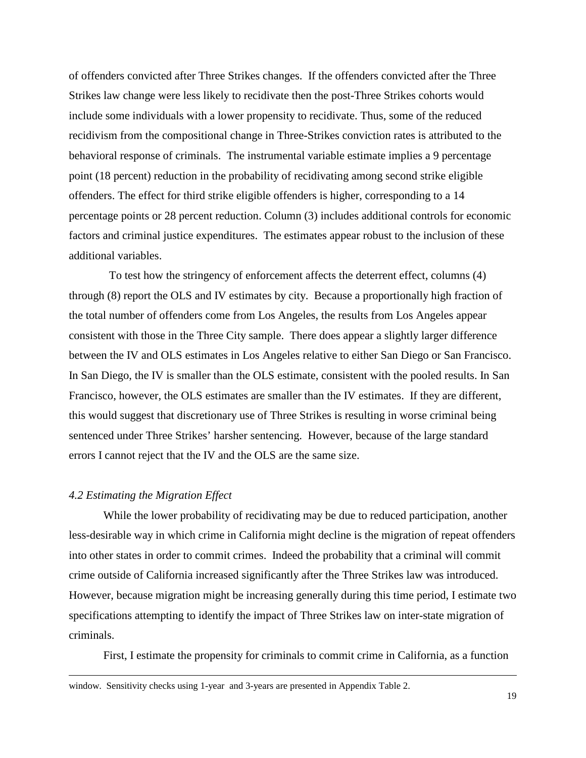of offenders convicted after Three Strikes changes. If the offenders convicted after the Three Strikes law change were less likely to recidivate then the post-Three Strikes cohorts would include some individuals with a lower propensity to recidivate. Thus, some of the reduced recidivism from the compositional change in Three-Strikes conviction rates is attributed to the behavioral response of criminals. The instrumental variable estimate implies a 9 percentage point (18 percent) reduction in the probability of recidivating among second strike eligible offenders. The effect for third strike eligible offenders is higher, corresponding to a 14 percentage points or 28 percent reduction. Column (3) includes additional controls for economic factors and criminal justice expenditures. The estimates appear robust to the inclusion of these additional variables.

To test how the stringency of enforcement affects the deterrent effect, columns (4) through (8) report the OLS and IV estimates by city. Because a proportionally high fraction of the total number of offenders come from Los Angeles, the results from Los Angeles appear consistent with those in the Three City sample. There does appear a slightly larger difference between the IV and OLS estimates in Los Angeles relative to either San Diego or San Francisco. In San Diego, the IV is smaller than the OLS estimate, consistent with the pooled results. In San Francisco, however, the OLS estimates are smaller than the IV estimates. If they are different, this would suggest that discretionary use of Three Strikes is resulting in worse criminal being sentenced under Three Strikes' harsher sentencing. However, because of the large standard errors I cannot reject that the IV and the OLS are the same size.

### *4.2 Estimating the Migration Effect*

While the lower probability of recidivating may be due to reduced participation, another less-desirable way in which crime in California might decline is the migration of repeat offenders into other states in order to commit crimes. Indeed the probability that a criminal will commit crime outside of California increased significantly after the Three Strikes law was introduced. However, because migration might be increasing generally during this time period, I estimate two specifications attempting to identify the impact of Three Strikes law on inter-state migration of criminals.

First, I estimate the propensity for criminals to commit crime in California, as a function

window. Sensitivity checks using 1-year and 3-years are presented in Appendix Table 2.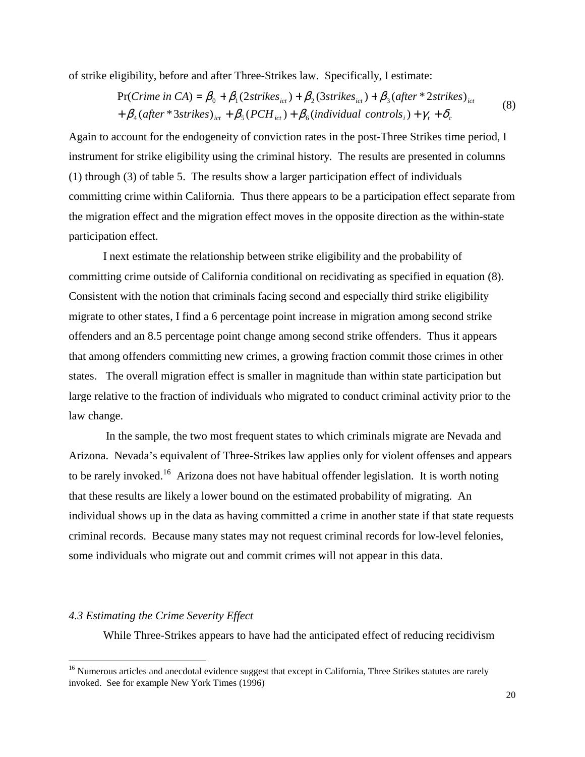of strike eligibility, before and after Three-Strikes law. Specifically, I estimate:

$$
\begin{aligned}
\Pr(\textit{Crime in CA}) &= \beta_0 + \beta_1(2strikes_{ict}) + \beta_2(3strikes_{ict}) + \beta_3(after * 2strikes)_{ict} \\
&+ \beta_4(after * 3strikes)_{ict} + \beta_5(PCH_{ict}) + \beta_6(individual\ controls_i) + \gamma_t + \delta_c
\end{aligned}
\tag{8}
$$

Again to account for the endogeneity of conviction rates in the post-Three Strikes time period, I instrument for strike eligibility using the criminal history. The results are presented in columns (1) through (3) of table 5. The results show a larger participation effect of individuals committing crime within California. Thus there appears to be a participation effect separate from the migration effect and the migration effect moves in the opposite direction as the within-state participation effect.

I next estimate the relationship between strike eligibility and the probability of committing crime outside of California conditional on recidivating as specified in equation (8). Consistent with the notion that criminals facing second and especially third strike eligibility migrate to other states, I find a 6 percentage point increase in migration among second strike offenders and an 8.5 percentage point change among second strike offenders. Thus it appears that among offenders committing new crimes, a growing fraction commit those crimes in other states. The overall migration effect is smaller in magnitude than within state participation but large relative to the fraction of individuals who migrated to conduct criminal activity prior to the law change.

In the sample, the two most frequent states to which criminals migrate are Nevada and Arizona. Nevada's equivalent of Three-Strikes law applies only for violent offenses and appears to be rarely invoked.[16] Arizona does not have habitual offender legislation. It is worth noting that these results are likely a lower bound on the estimated probability of migrating. An individual shows up in the data as having committed a crime in another state if that state requests criminal records. Because many states may not request criminal records for low-level felonies, some individuals who migrate out and commit crimes will not appear in this data.

### *4.3 Estimating the Crime Severity Effect*

While Three-Strikes appears to have had the anticipated effect of reducing recidivism

[16] Numerous articles and anecdotal evidence suggest that except in California, Three Strikes statutes are rarely invoked. See for example New York Times (1996)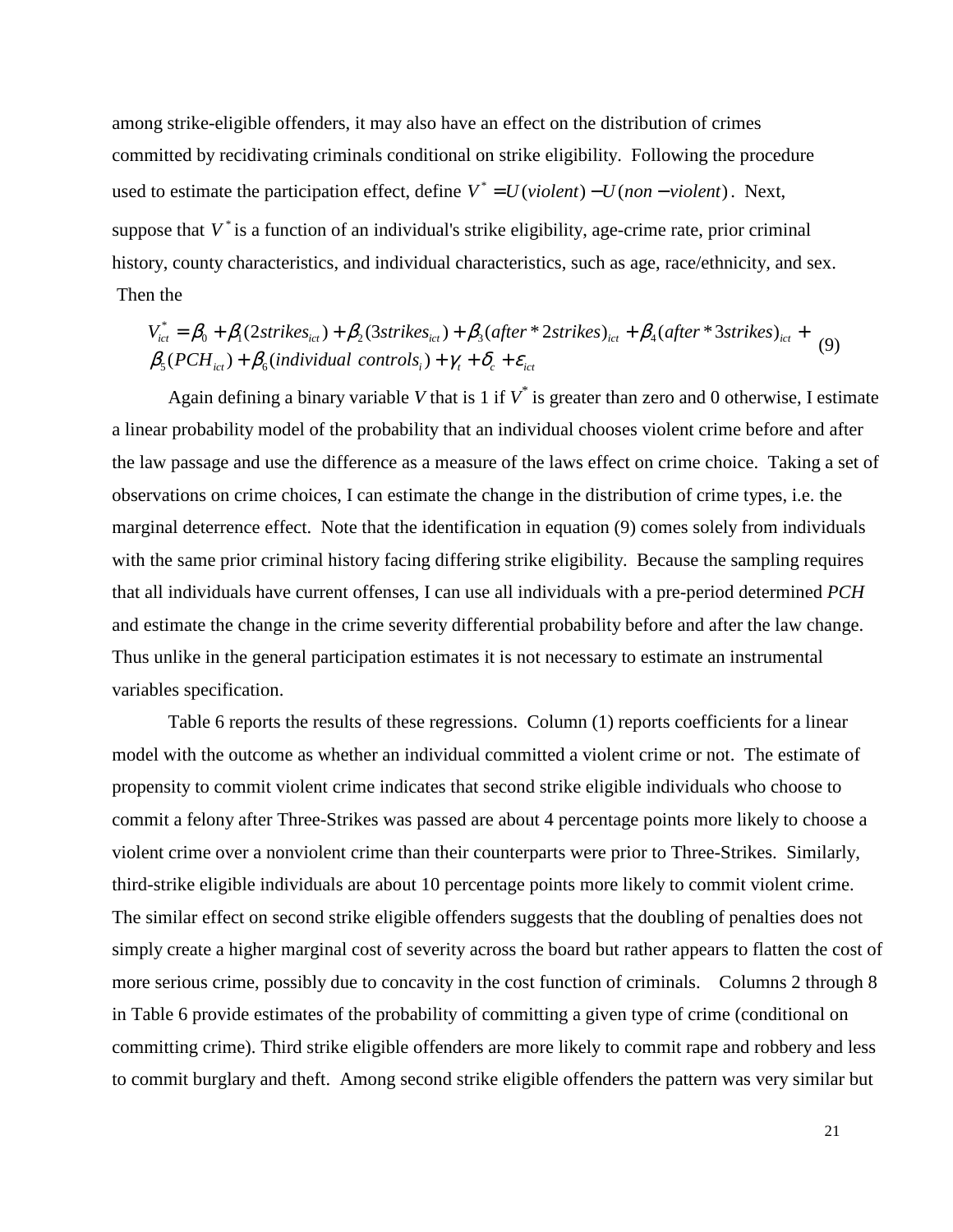among strike-eligible offenders, it may also have an effect on the distribution of crimes committed by recidivating criminals conditional on strike eligibility. Following the procedure used to estimate the participation effect, define $V^* = U(violent) - U(non-violent)$. Next, suppose that $V^*$ is a function of an individual's strike eligibility, age-crime rate, prior criminal history, county characteristics, and individual characteristics, such as age, race/ethnicity, and sex. Then the

$$V_{ict}^* = \beta_0 + \beta_1(2strikes_{ict}) + \beta_2(3strikes_{ict}) + \beta_3(after*2strikes)_{ict} + \beta_4(after*3strikes)_{ict} + \beta_5(PCH_{ict}) + \beta_6(individual\ controls_i) + \gamma_t + \delta_c + \varepsilon_{ict} \quad (9)$$

Again defining a binary variable *V* that is 1 if $V^*$ is greater than zero and 0 otherwise, I estimate a linear probability model of the probability that an individual chooses violent crime before and after the law passage and use the difference as a measure of the laws effect on crime choice. Taking a set of observations on crime choices, I can estimate the change in the distribution of crime types, i.e. the marginal deterrence effect. Note that the identification in equation (9) comes solely from individuals with the same prior criminal history facing differing strike eligibility. Because the sampling requires that all individuals have current offenses, I can use all individuals with a pre-period determined *PCH* and estimate the change in the crime severity differential probability before and after the law change. Thus unlike in the general participation estimates it is not necessary to estimate an instrumental variables specification.

Table 6 reports the results of these regressions. Column (1) reports coefficients for a linear model with the outcome as whether an individual committed a violent crime or not. The estimate of propensity to commit violent crime indicates that second strike eligible individuals who choose to commit a felony after Three-Strikes was passed are about 4 percentage points more likely to choose a violent crime over a nonviolent crime than their counterparts were prior to Three-Strikes. Similarly, third-strike eligible individuals are about 10 percentage points more likely to commit violent crime. The similar effect on second strike eligible offenders suggests that the doubling of penalties does not simply create a higher marginal cost of severity across the board but rather appears to flatten the cost of more serious crime, possibly due to concavity in the cost function of criminals. Columns 2 through 8 in Table 6 provide estimates of the probability of committing a given type of crime (conditional on committing crime). Third strike eligible offenders are more likely to commit rape and robbery and less to commit burglary and theft. Among second strike eligible offenders the pattern was very similar but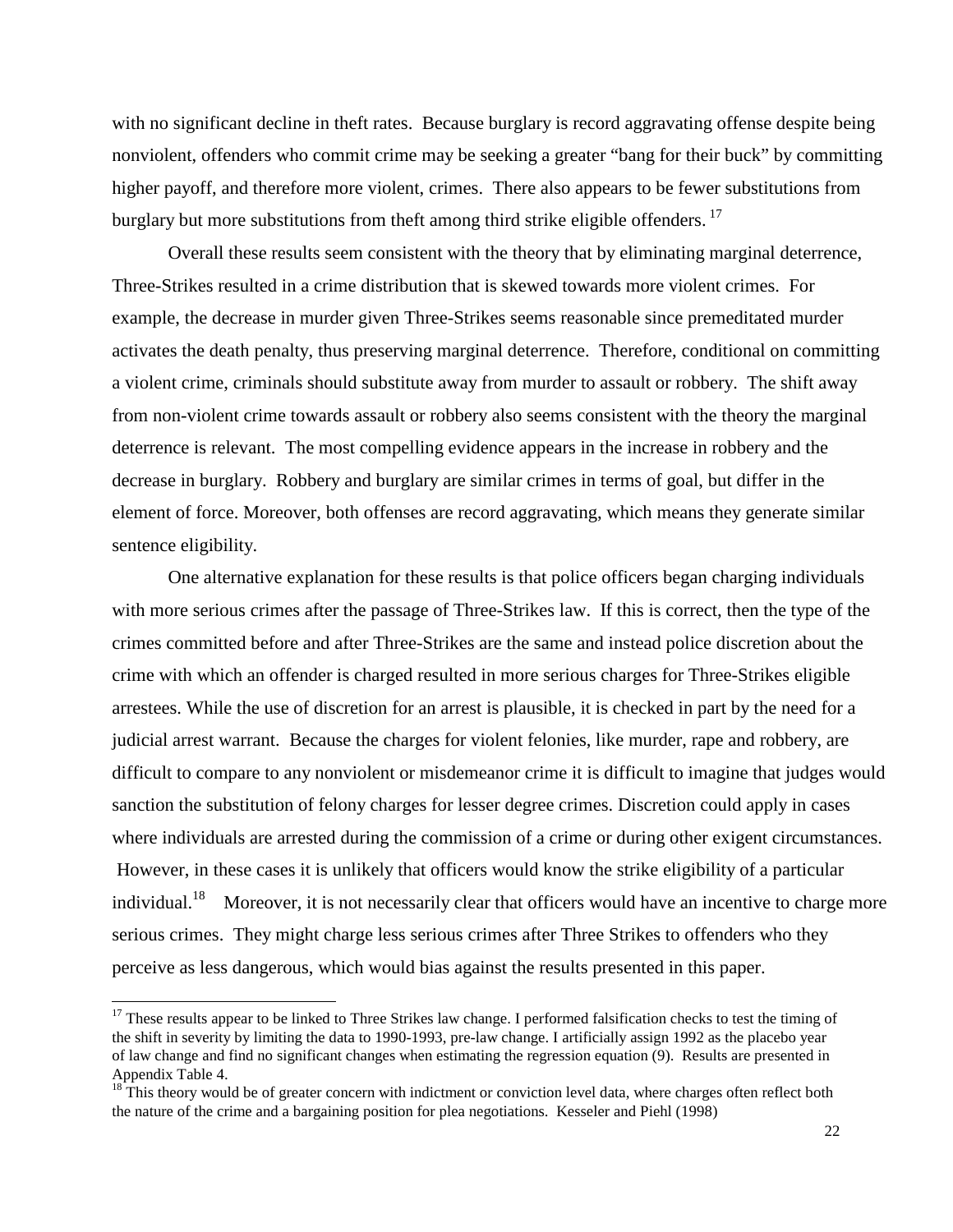with no significant decline in theft rates. Because burglary is record aggravating offense despite being nonviolent, offenders who commit crime may be seeking a greater "bang for their buck" by committing higher payoff, and therefore more violent, crimes. There also appears to be fewer substitutions from burglary but more substitutions from theft among third strike eligible offenders. [17]

Overall these results seem consistent with the theory that by eliminating marginal deterrence, Three-Strikes resulted in a crime distribution that is skewed towards more violent crimes. For example, the decrease in murder given Three-Strikes seems reasonable since premeditated murder activates the death penalty, thus preserving marginal deterrence. Therefore, conditional on committing a violent crime, criminals should substitute away from murder to assault or robbery. The shift away from non-violent crime towards assault or robbery also seems consistent with the theory the marginal deterrence is relevant. The most compelling evidence appears in the increase in robbery and the decrease in burglary. Robbery and burglary are similar crimes in terms of goal, but differ in the element of force. Moreover, both offenses are record aggravating, which means they generate similar sentence eligibility.

One alternative explanation for these results is that police officers began charging individuals with more serious crimes after the passage of Three-Strikes law. If this is correct, then the type of the crimes committed before and after Three-Strikes are the same and instead police discretion about the crime with which an offender is charged resulted in more serious charges for Three-Strikes eligible arrestees. While the use of discretion for an arrest is plausible, it is checked in part by the need for a judicial arrest warrant. Because the charges for violent felonies, like murder, rape and robbery, are difficult to compare to any nonviolent or misdemeanor crime it is difficult to imagine that judges would sanction the substitution of felony charges for lesser degree crimes. Discretion could apply in cases where individuals are arrested during the commission of a crime or during other exigent circumstances. However, in these cases it is unlikely that officers would know the strike eligibility of a particular individual.[18] Moreover, it is not necessarily clear that officers would have an incentive to charge more serious crimes. They might charge less serious crimes after Three Strikes to offenders who they perceive as less dangerous, which would bias against the results presented in this paper.

---

[17] These results appear to be linked to Three Strikes law change. I performed falsification checks to test the timing of the shift in severity by limiting the data to 1990-1993, pre-law change. I artificially assign 1992 as the placebo year of law change and find no significant changes when estimating the regression equation (9). Results are presented in Appendix Table 4.

[18] This theory would be of greater concern with indictment or conviction level data, where charges often reflect both the nature of the crime and a bargaining position for plea negotiations. Kesseler and Piehl (1998)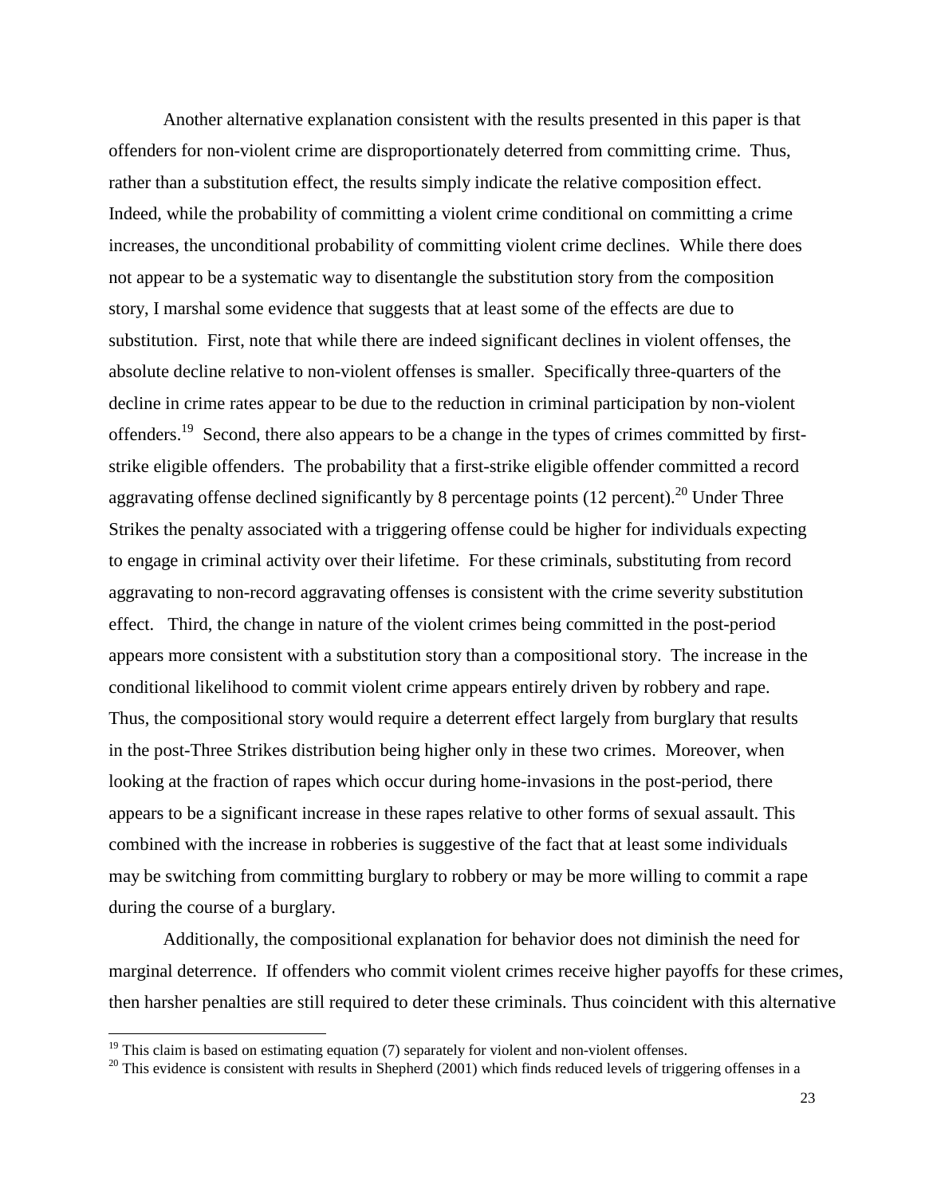Another alternative explanation consistent with the results presented in this paper is that offenders for non-violent crime are disproportionately deterred from committing crime. Thus, rather than a substitution effect, the results simply indicate the relative composition effect. Indeed, while the probability of committing a violent crime conditional on committing a crime increases, the unconditional probability of committing violent crime declines. While there does not appear to be a systematic way to disentangle the substitution story from the composition story, I marshal some evidence that suggests that at least some of the effects are due to substitution. First, note that while there are indeed significant declines in violent offenses, the absolute decline relative to non-violent offenses is smaller. Specifically three-quarters of the decline in crime rates appear to be due to the reduction in criminal participation by non-violent offenders.[19] Second, there also appears to be a change in the types of crimes committed by first-strike eligible offenders. The probability that a first-strike eligible offender committed a record aggravating offense declined significantly by 8 percentage points (12 percent).[20] Under Three Strikes the penalty associated with a triggering offense could be higher for individuals expecting to engage in criminal activity over their lifetime. For these criminals, substituting from record aggravating to non-record aggravating offenses is consistent with the crime severity substitution effect. Third, the change in nature of the violent crimes being committed in the post-period appears more consistent with a substitution story than a compositional story. The increase in the conditional likelihood to commit violent crime appears entirely driven by robbery and rape. Thus, the compositional story would require a deterrent effect largely from burglary that results in the post-Three Strikes distribution being higher only in these two crimes. Moreover, when looking at the fraction of rapes which occur during home-invasions in the post-period, there appears to be a significant increase in these rapes relative to other forms of sexual assault. This combined with the increase in robberies is suggestive of the fact that at least some individuals may be switching from committing burglary to robbery or may be more willing to commit a rape during the course of a burglary.

Additionally, the compositional explanation for behavior does not diminish the need for marginal deterrence. If offenders who commit violent crimes receive higher payoffs for these crimes, then harsher penalties are still required to deter these criminals. Thus coincident with this alternative

[19] This claim is based on estimating equation (7) separately for violent and non-violent offenses.

[20] This evidence is consistent with results in Shepherd (2001) which finds reduced levels of triggering offenses in a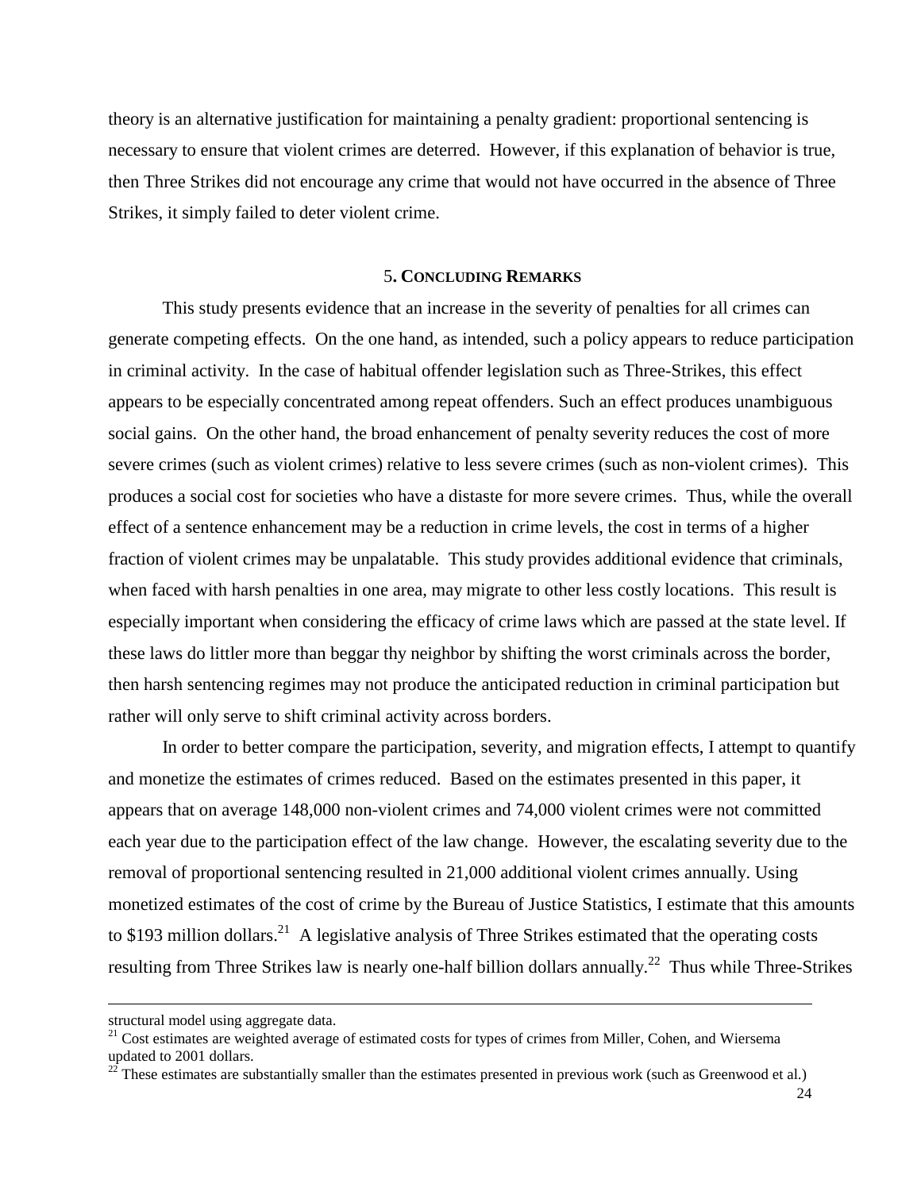theory is an alternative justification for maintaining a penalty gradient: proportional sentencing is necessary to ensure that violent crimes are deterred. However, if this explanation of behavior is true, then Three Strikes did not encourage any crime that would not have occurred in the absence of Three Strikes, it simply failed to deter violent crime.

## 5. Concluding Remarks

This study presents evidence that an increase in the severity of penalties for all crimes can generate competing effects. On the one hand, as intended, such a policy appears to reduce participation in criminal activity. In the case of habitual offender legislation such as Three-Strikes, this effect appears to be especially concentrated among repeat offenders. Such an effect produces unambiguous social gains. On the other hand, the broad enhancement of penalty severity reduces the cost of more severe crimes (such as violent crimes) relative to less severe crimes (such as non-violent crimes). This produces a social cost for societies who have a distaste for more severe crimes. Thus, while the overall effect of a sentence enhancement may be a reduction in crime levels, the cost in terms of a higher fraction of violent crimes may be unpalatable. This study provides additional evidence that criminals, when faced with harsh penalties in one area, may migrate to other less costly locations. This result is especially important when considering the efficacy of crime laws which are passed at the state level. If these laws do littler more than beggar thy neighbor by shifting the worst criminals across the border, then harsh sentencing regimes may not produce the anticipated reduction in criminal participation but rather will only serve to shift criminal activity across borders.

In order to better compare the participation, severity, and migration effects, I attempt to quantify and monetize the estimates of crimes reduced. Based on the estimates presented in this paper, it appears that on average 148,000 non-violent crimes and 74,000 violent crimes were not committed each year due to the participation effect of the law change. However, the escalating severity due to the removal of proportional sentencing resulted in 21,000 additional violent crimes annually. Using monetized estimates of the cost of crime by the Bureau of Justice Statistics, I estimate that this amounts to \$193 million dollars.[21] A legislative analysis of Three Strikes estimated that the operating costs resulting from Three Strikes law is nearly one-half billion dollars annually.[22] Thus while Three-Strikes

---

structural model using aggregate data.

[21] Cost estimates are weighted average of estimated costs for types of crimes from Miller, Cohen, and Wiersema updated to 2001 dollars.

[22] These estimates are substantially smaller than the estimates presented in previous work (such as Greenwood et al.)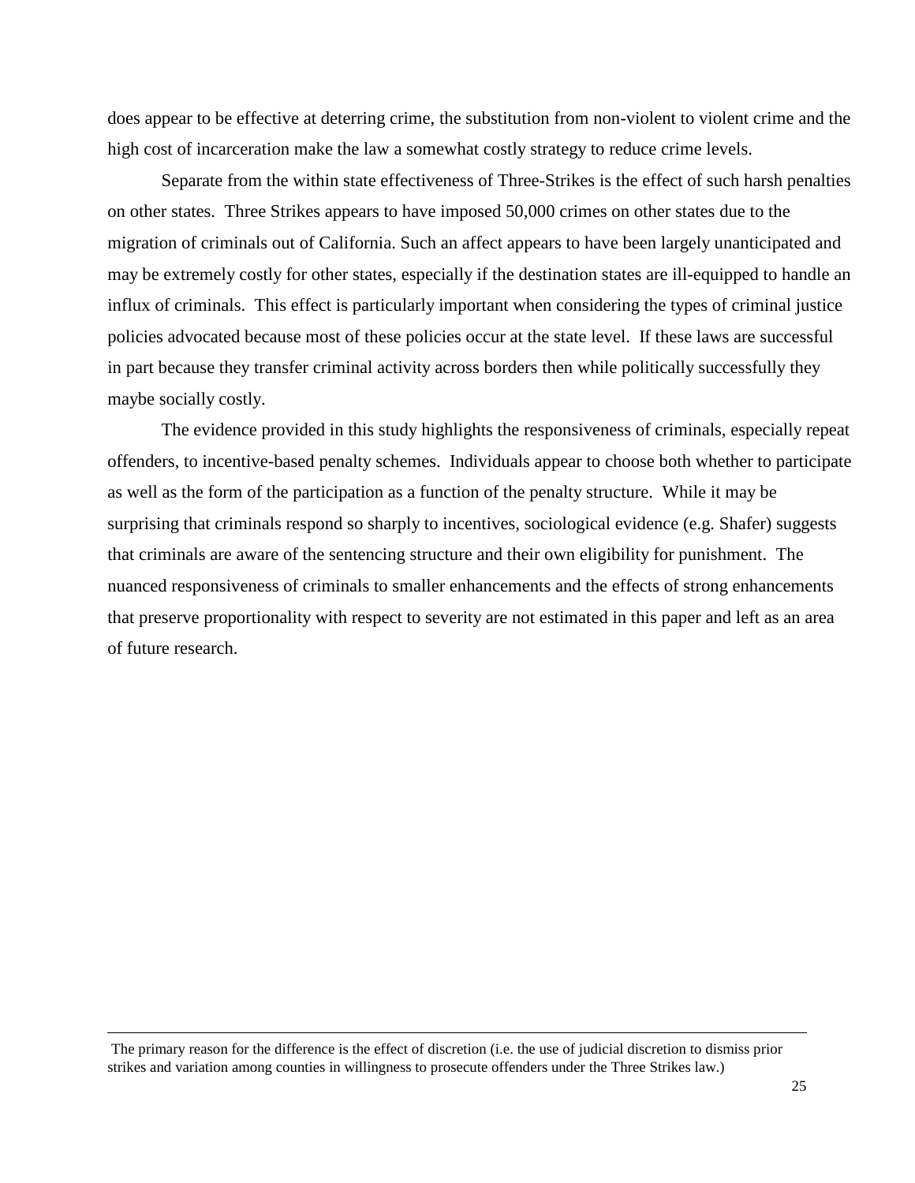does appear to be effective at deterring crime, the substitution from non-violent to violent crime and the high cost of incarceration make the law a somewhat costly strategy to reduce crime levels.

Separate from the within state effectiveness of Three-Strikes is the effect of such harsh penalties on other states. Three Strikes appears to have imposed 50,000 crimes on other states due to the migration of criminals out of California. Such an affect appears to have been largely unanticipated and may be extremely costly for other states, especially if the destination states are ill-equipped to handle an influx of criminals. This effect is particularly important when considering the types of criminal justice policies advocated because most of these policies occur at the state level. If these laws are successful in part because they transfer criminal activity across borders then while politically successfully they maybe socially costly.

The evidence provided in this study highlights the responsiveness of criminals, especially repeat offenders, to incentive-based penalty schemes. Individuals appear to choose both whether to participate as well as the form of the participation as a function of the penalty structure. While it may be surprising that criminals respond so sharply to incentives, sociological evidence (e.g. Shafer) suggests that criminals are aware of the sentencing structure and their own eligibility for punishment. The nuanced responsiveness of criminals to smaller enhancements and the effects of strong enhancements that preserve proportionality with respect to severity are not estimated in this paper and left as an area of future research.

---

The primary reason for the difference is the effect of discretion (i.e. the use of judicial discretion to dismiss prior strikes and variation among counties in willingness to prosecute offenders under the Three Strikes law.)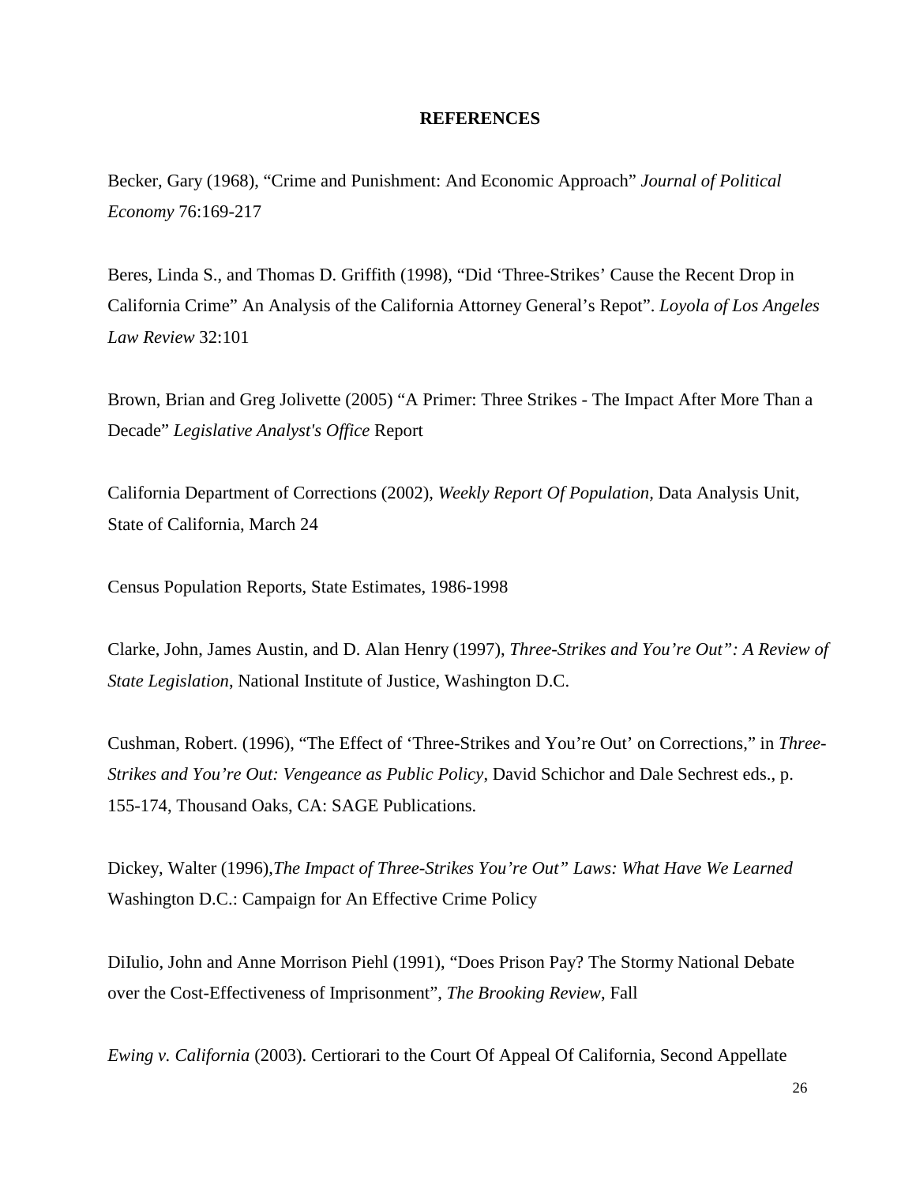## REFERENCES

Becker, Gary (1968), "Crime and Punishment: And Economic Approach" *Journal of Political Economy* 76:169-217

Beres, Linda S., and Thomas D. Griffith (1998), "Did 'Three-Strikes' Cause the Recent Drop in California Crime" An Analysis of the California Attorney General's Repot". *Loyola of Los Angeles Law Review* 32:101

Brown, Brian and Greg Jolivette (2005) "A Primer: Three Strikes - The Impact After More Than a Decade" *Legislative Analyst's Office* Report

California Department of Corrections (2002), *Weekly Report Of Population*, Data Analysis Unit, State of California, March 24

Census Population Reports, State Estimates, 1986-1998

Clarke, John, James Austin, and D. Alan Henry (1997), *Three-Strikes and You're Out": A Review of State Legislation*, National Institute of Justice, Washington D.C.

Cushman, Robert. (1996), "The Effect of 'Three-Strikes and You're Out' on Corrections," in *Three-Strikes and You're Out: Vengeance as Public Policy*, David Schichor and Dale Sechrest eds., p. 155-174, Thousand Oaks, CA: SAGE Publications.

Dickey, Walter (1996),*The Impact of Three-Strikes You're Out" Laws: What Have We Learned* Washington D.C.: Campaign for An Effective Crime Policy

DiIulio, John and Anne Morrison Piehl (1991), "Does Prison Pay? The Stormy National Debate over the Cost-Effectiveness of Imprisonment", *The Brooking Review*, Fall

*Ewing v. California* (2003). Certiorari to the Court Of Appeal Of California, Second Appellate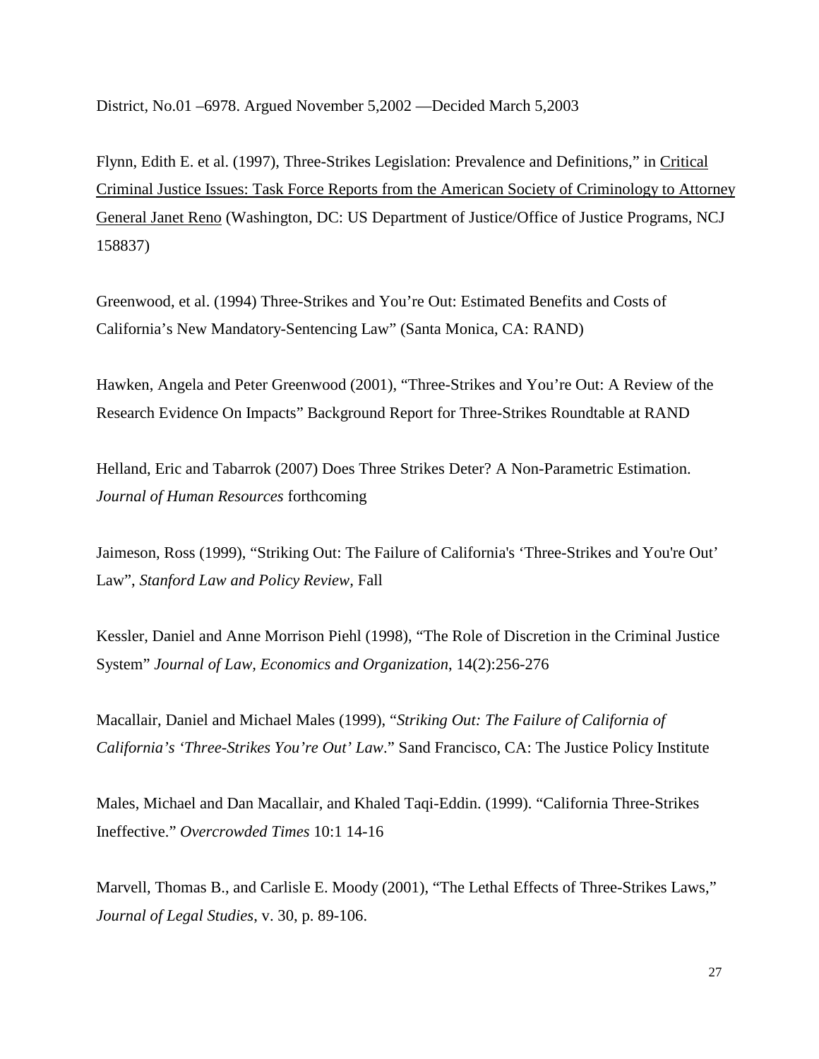District, No.01 –6978. Argued November 5,2002 —Decided March 5,2003

Flynn, Edith E. et al. (1997), Three-Strikes Legislation: Prevalence and Definitions," in Critical Criminal Justice Issues: Task Force Reports from the American Society of Criminology to Attorney General Janet Reno (Washington, DC: US Department of Justice/Office of Justice Programs, NCJ 158837)

Greenwood, et al. (1994) Three-Strikes and You're Out: Estimated Benefits and Costs of California's New Mandatory-Sentencing Law" (Santa Monica, CA: RAND)

Hawken, Angela and Peter Greenwood (2001), "Three-Strikes and You're Out: A Review of the Research Evidence On Impacts" Background Report for Three-Strikes Roundtable at RAND

Helland, Eric and Tabarrok (2007) Does Three Strikes Deter? A Non-Parametric Estimation. *Journal of Human Resources* forthcoming

Jaimeson, Ross (1999), "Striking Out: The Failure of California's 'Three-Strikes and You're Out' Law", *Stanford Law and Policy Review,* Fall

Kessler, Daniel and Anne Morrison Piehl (1998), "The Role of Discretion in the Criminal Justice System" *Journal of Law, Economics and Organization*, 14(2):256-276

Macallair, Daniel and Michael Males (1999), "*Striking Out: The Failure of California of California's 'Three-Strikes You're Out' Law*." Sand Francisco, CA: The Justice Policy Institute

Males, Michael and Dan Macallair, and Khaled Taqi-Eddin. (1999). "California Three-Strikes Ineffective." *Overcrowded Times* 10:1 14-16

Marvell, Thomas B., and Carlisle E. Moody (2001), "The Lethal Effects of Three-Strikes Laws," *Journal of Legal Studies*, v. 30, p. 89-106.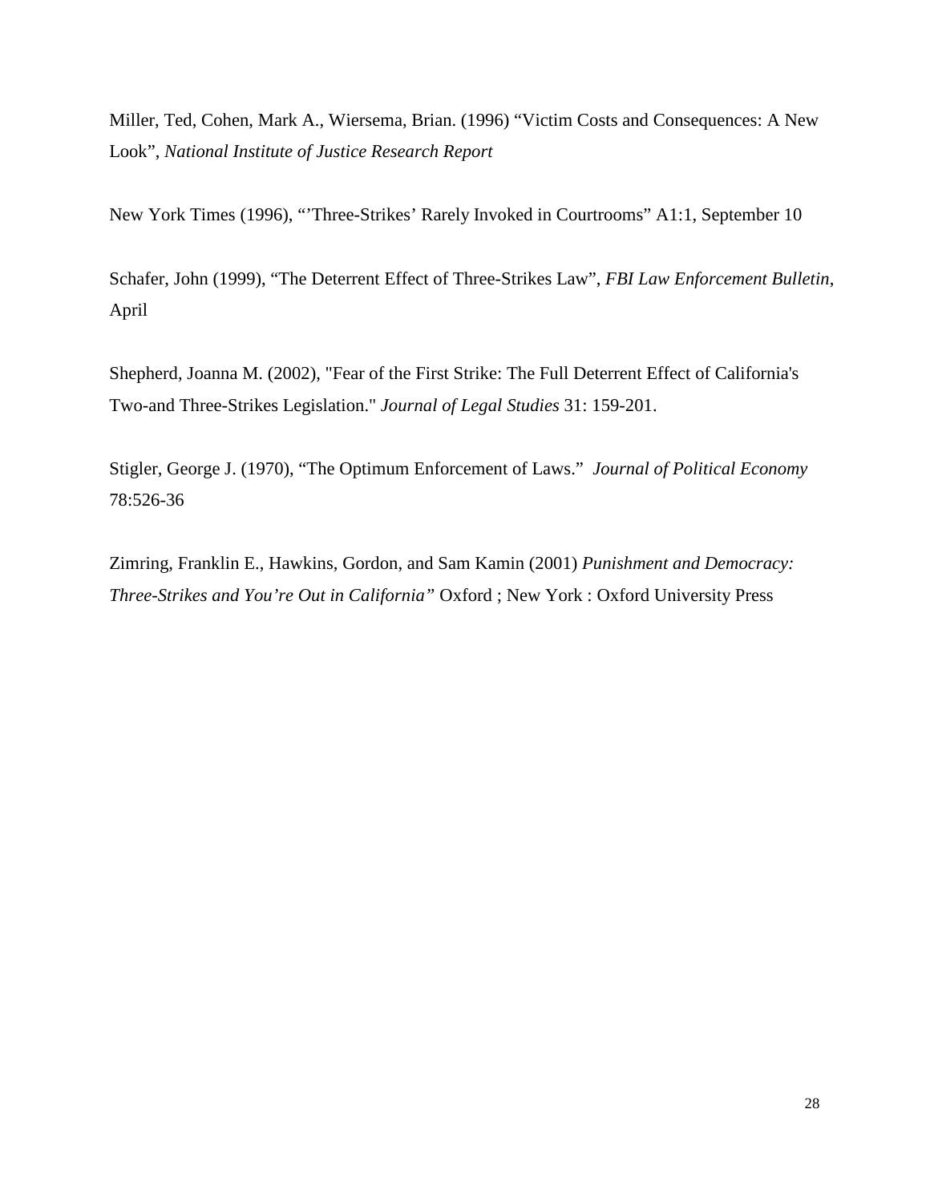Miller, Ted, Cohen, Mark A., Wiersema, Brian. (1996) "Victim Costs and Consequences: A New Look", *National Institute of Justice Research Report*

New York Times (1996), "'Three-Strikes' Rarely Invoked in Courtrooms" A1:1, September 10

Schafer, John (1999), "The Deterrent Effect of Three-Strikes Law", *FBI Law Enforcement Bulletin*, April

Shepherd, Joanna M. (2002), "Fear of the First Strike: The Full Deterrent Effect of California's Two-and Three-Strikes Legislation." *Journal of Legal Studies* 31: 159-201.

Stigler, George J. (1970), "The Optimum Enforcement of Laws." *Journal of Political Economy* 78:526-36

Zimring, Franklin E., Hawkins, Gordon, and Sam Kamin (2001) *Punishment and Democracy: Three-Strikes and You're Out in California"* Oxford ; New York : Oxford University Press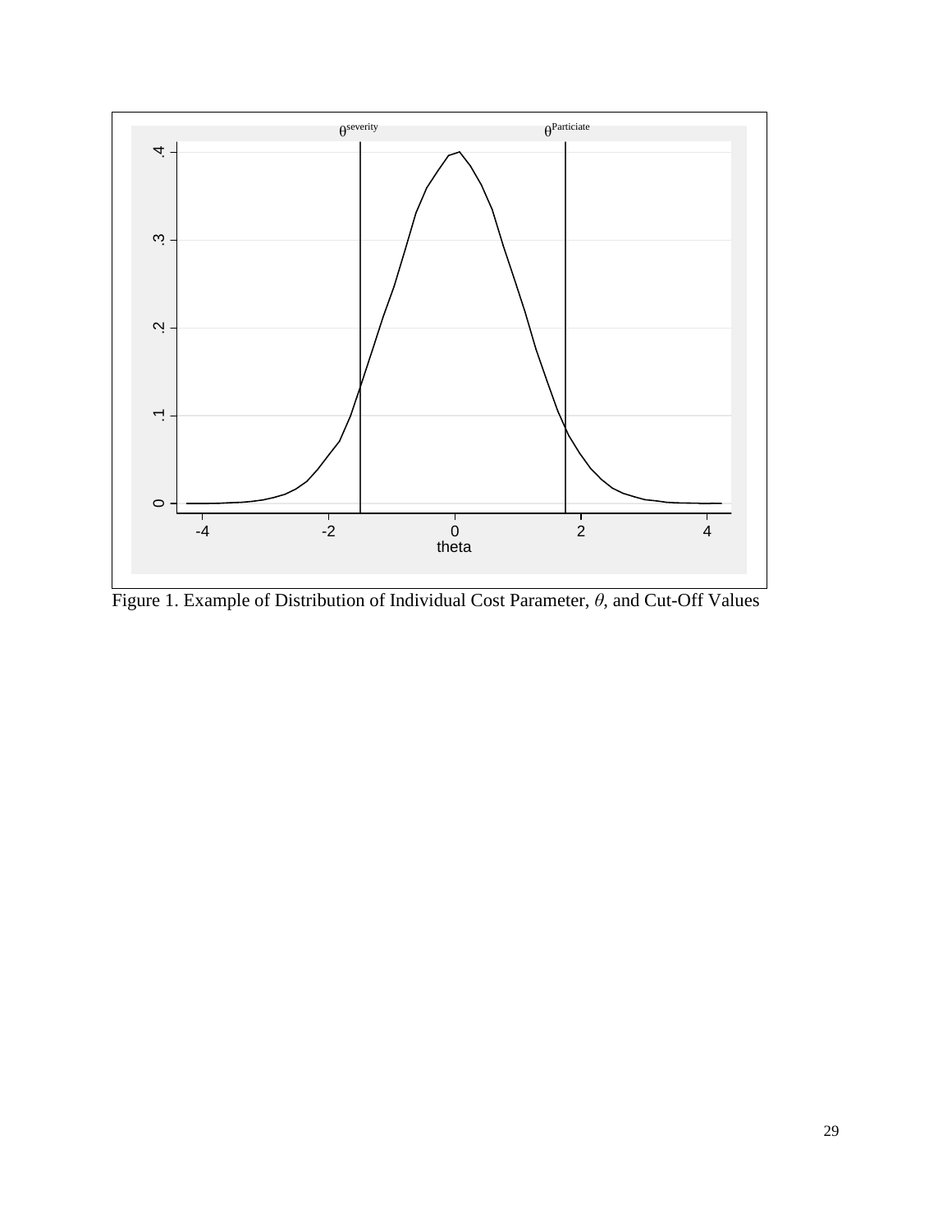Figure 1. Example of Distribution of Individual Cost Parameter, $\theta$, and Cut-Off Values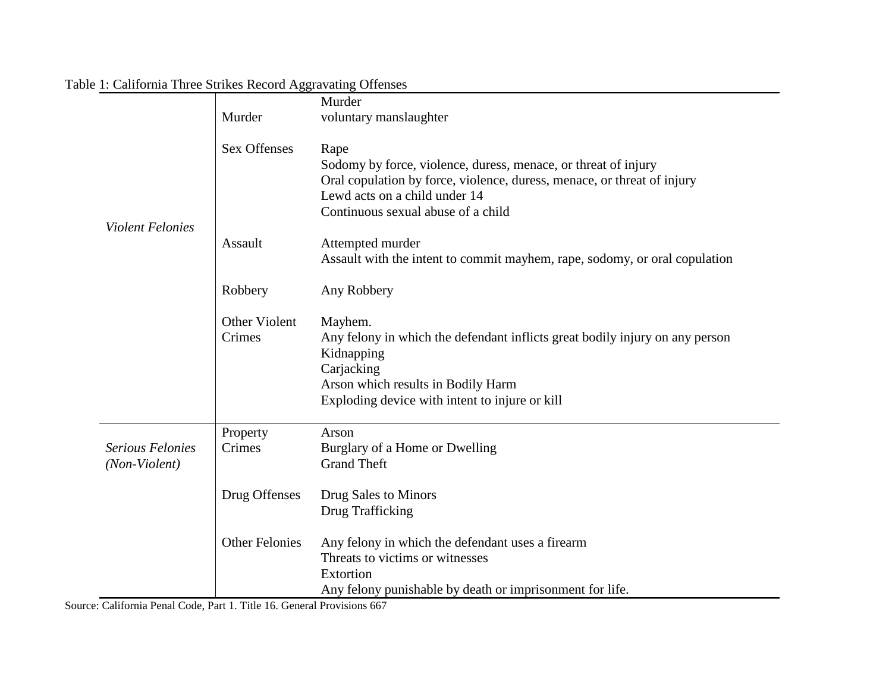Table 1: California Three Strikes Record Aggravating Offenses

| | | |
|---|---|---|
| *Violent Felonies* | Murder | Murder<br>voluntary manslaughter |
| | Sex Offenses | Rape<br>Sodomy by force, violence, duress, menace, or threat of injury<br>Oral copulation by force, violence, duress, menace, or threat of injury<br>Lewd acts on a child under 14<br>Continuous sexual abuse of a child |
| | Assault | Attempted murder<br>Assault with the intent to commit mayhem, rape, sodomy, or oral copulation |
| | Robbery | Any Robbery |
| | Other Violent Crimes | Mayhem.<br>Any felony in which the defendant inflicts great bodily injury on any person<br>Kidnapping<br>Carjacking<br>Arson which results in Bodily Harm<br>Exploding device with intent to injure or kill |
| *Serious Felonies (Non-Violent)* | Property Crimes | Arson<br>Burglary of a Home or Dwelling<br>Grand Theft |
| | Drug Offenses | Drug Sales to Minors<br>Drug Trafficking |
| | Other Felonies | Any felony in which the defendant uses a firearm<br>Threats to victims or witnesses<br>Extortion<br>Any felony punishable by death or imprisonment for life. |

Source: California Penal Code, Part 1. Title 16. General Provisions 667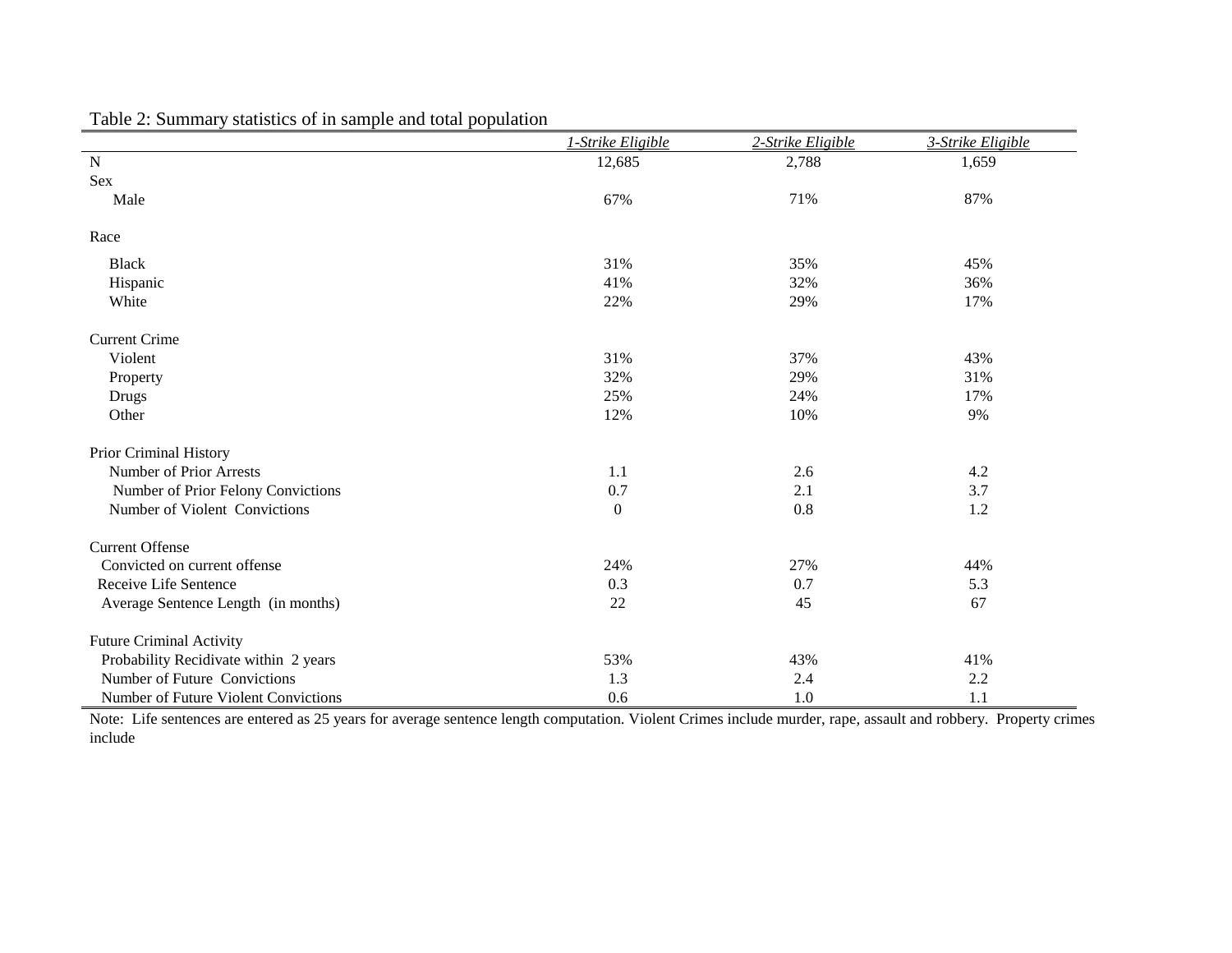Table 2: Summary statistics of in sample and total population

| | *1-Strike Eligible* | *2-Strike Eligible* | *3-Strike Eligible* |
|---|---|---|---|
| N | 12,685 | 2,788 | 1,659 |
| Sex | | | |
| Male | 67% | 71% | 87% |
| Race | | | |
| Black | 31% | 35% | 45% |
| Hispanic | 41% | 32% | 36% |
| White | 22% | 29% | 17% |
| Current Crime | | | |
| Violent | 31% | 37% | 43% |
| Property | 32% | 29% | 31% |
| Drugs | 25% | 24% | 17% |
| Other | 12% | 10% | 9% |
| Prior Criminal History | | | |
| Number of Prior Arrests | 1.1 | 2.6 | 4.2 |
| Number of Prior Felony Convictions | 0.7 | 2.1 | 3.7 |
| Number of Violent Convictions | 0 | 0.8 | 1.2 |
| Current Offense | | | |
| Convicted on current offense | 24% | 27% | 44% |
| Receive Life Sentence | 0.3 | 0.7 | 5.3 |
| Average Sentence Length (in months) | 22 | 45 | 67 |
| Future Criminal Activity | | | |
| Probability Recidivate within 2 years | 53% | 43% | 41% |
| Number of Future Convictions | 1.3 | 2.4 | 2.2 |
| Number of Future Violent Convictions | 0.6 | 1.0 | 1.1 |

Note: Life sentences are entered as 25 years for average sentence length computation. Violent Crimes include murder, rape, assault and robbery. Property crimes include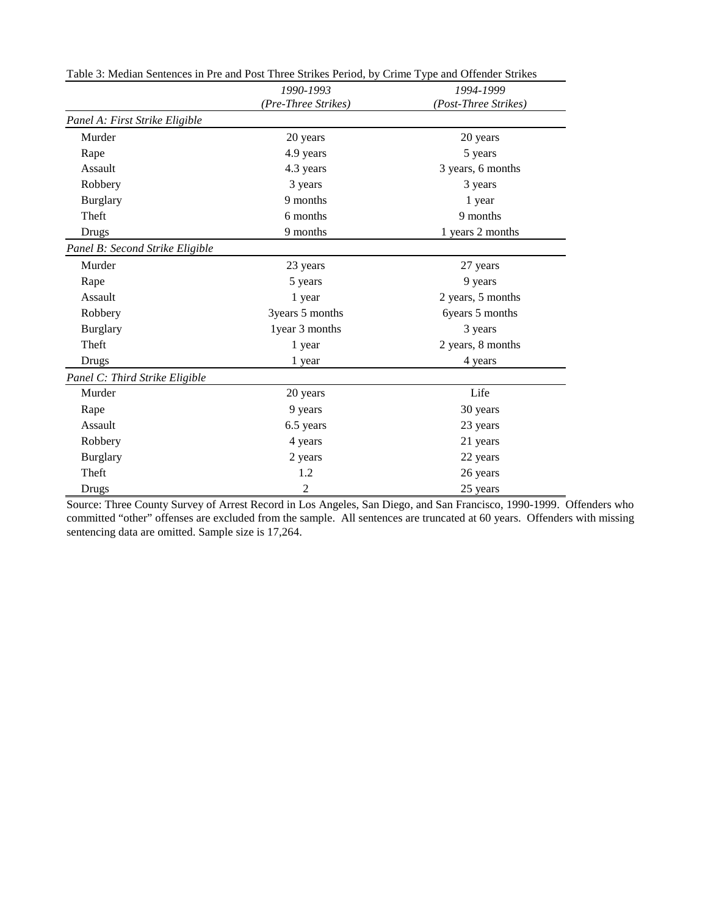Table 3: Median Sentences in Pre and Post Three Strikes Period, by Crime Type and Offender Strikes

| | *1990-1993 (Pre-Three Strikes)* | *1994-1999 (Post-Three Strikes)* |
|---|---|---|
| *Panel A: First Strike Eligible* | | |
| Murder | 20 years | 20 years |
| Rape | 4.9 years | 5 years |
| Assault | 4.3 years | 3 years, 6 months |
| Robbery | 3 years | 3 years |
| Burglary | 9 months | 1 year |
| Theft | 6 months | 9 months |
| Drugs | 9 months | 1 years 2 months |
| *Panel B: Second Strike Eligible* | | |
| Murder | 23 years | 27 years |
| Rape | 5 years | 9 years |
| Assault | 1 year | 2 years, 5 months |
| Robbery | 3years 5 months | 6years 5 months |
| Burglary | 1year 3 months | 3 years |
| Theft | 1 year | 2 years, 8 months |
| Drugs | 1 year | 4 years |
| *Panel C: Third Strike Eligible* | | |
| Murder | 20 years | Life |
| Rape | 9 years | 30 years |
| Assault | 6.5 years | 23 years |
| Robbery | 4 years | 21 years |
| Burglary | 2 years | 22 years |
| Theft | 1.2 | 26 years |
| Drugs | 2 | 25 years |

Source: Three County Survey of Arrest Record in Los Angeles, San Diego, and San Francisco, 1990-1999. Offenders who committed "other" offenses are excluded from the sample. All sentences are truncated at 60 years. Offenders with missing sentencing data are omitted. Sample size is 17,264.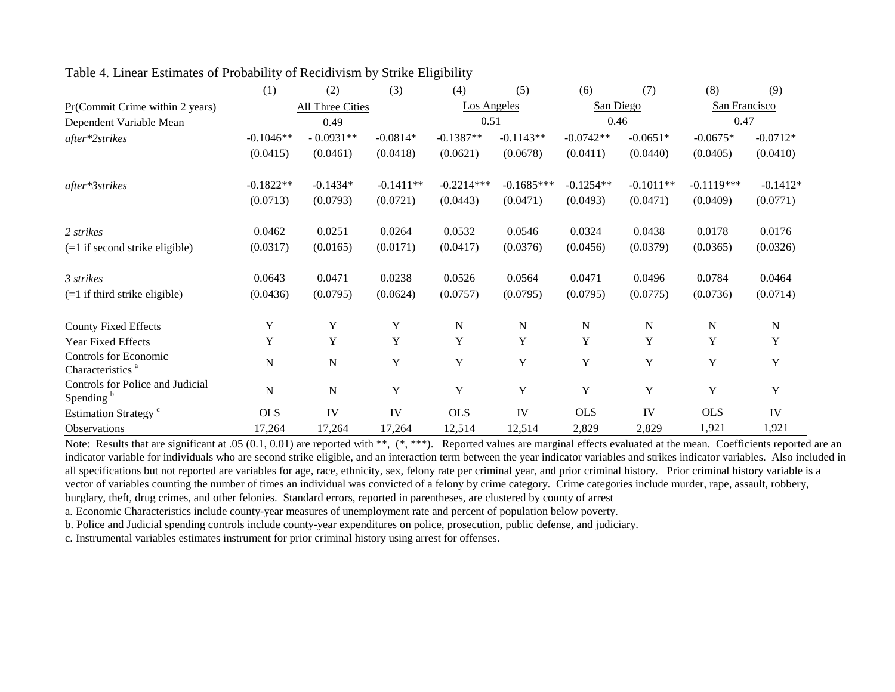Table 4. Linear Estimates of Probability of Recidivism by Strike Eligibility

| | (1) | (2) | (3) | (4) | (5) | (6) | (7) | (8) | (9) |
|---|---|---|---|---|---|---|---|---|---|
| Pr(Commit Crime within 2 years) | All Three Cities | | | Los Angeles | | San Diego | | San Francisco | |
| Dependent Variable Mean | 0.49 | | | 0.51 | | 0.46 | | 0.47 | |
| *after\*2strikes* | -0.1046** | - 0.0931** | -0.0814* | -0.1387** | -0.1143** | -0.0742** | -0.0651* | -0.0675* | -0.0712* |
| | (0.0415) | (0.0461) | (0.0418) | (0.0621) | (0.0678) | (0.0411) | (0.0440) | (0.0405) | (0.0410) |
| *after\*3strikes* | -0.1822** | -0.1434* | -0.1411** | -0.2214*** | -0.1685*** | -0.1254** | -0.1011** | -0.1119*** | -0.1412* |
| | (0.0713) | (0.0793) | (0.0721) | (0.0443) | (0.0471) | (0.0493) | (0.0471) | (0.0409) | (0.0771) |
| *2 strikes* | 0.0462 | 0.0251 | 0.0264 | 0.0532 | 0.0546 | 0.0324 | 0.0438 | 0.0178 | 0.0176 |
| (=1 if second strike eligible) | (0.0317) | (0.0165) | (0.0171) | (0.0417) | (0.0376) | (0.0456) | (0.0379) | (0.0365) | (0.0326) |
| *3 strikes* | 0.0643 | 0.0471 | 0.0238 | 0.0526 | 0.0564 | 0.0471 | 0.0496 | 0.0784 | 0.0464 |
| (=1 if third strike eligible) | (0.0436) | (0.0795) | (0.0624) | (0.0757) | (0.0795) | (0.0795) | (0.0775) | (0.0736) | (0.0714) |
| County Fixed Effects | Y | Y | Y | N | N | N | N | N | N |
| Year Fixed Effects | Y | Y | Y | Y | Y | Y | Y | Y | Y |
| Controls for Economic Characteristics [a] | N | N | Y | Y | Y | Y | Y | Y | Y |
| Controls for Police and Judicial Spending [b] | N | N | Y | Y | Y | Y | Y | Y | Y |
| Estimation Strategy [c] | OLS | IV | IV | OLS | IV | OLS | IV | OLS | IV |
| Observations | 17,264 | 17,264 | 17,264 | 12,514 | 12,514 | 2,829 | 2,829 | 1,921 | 1,921 |

Note: Results that are significant at .05 (0.1, 0.01) are reported with **, (*, ***). Reported values are marginal effects evaluated at the mean. Coefficients reported are an indicator variable for individuals who are second strike eligible, and an interaction term between the year indicator variables and strikes indicator variables. Also included in all specifications but not reported are variables for age, race, ethnicity, sex, felony rate per criminal year, and prior criminal history. Prior criminal history variable is a vector of variables counting the number of times an individual was convicted of a felony by crime category. Crime categories include murder, rape, assault, robbery, burglary, theft, drug crimes, and other felonies. Standard errors, reported in parentheses, are clustered by county of arrest

a. Economic Characteristics include county-year measures of unemployment rate and percent of population below poverty.

b. Police and Judicial spending controls include county-year expenditures on police, prosecution, public defense, and judiciary.

c. Instrumental variables estimates instrument for prior criminal history using arrest for offenses.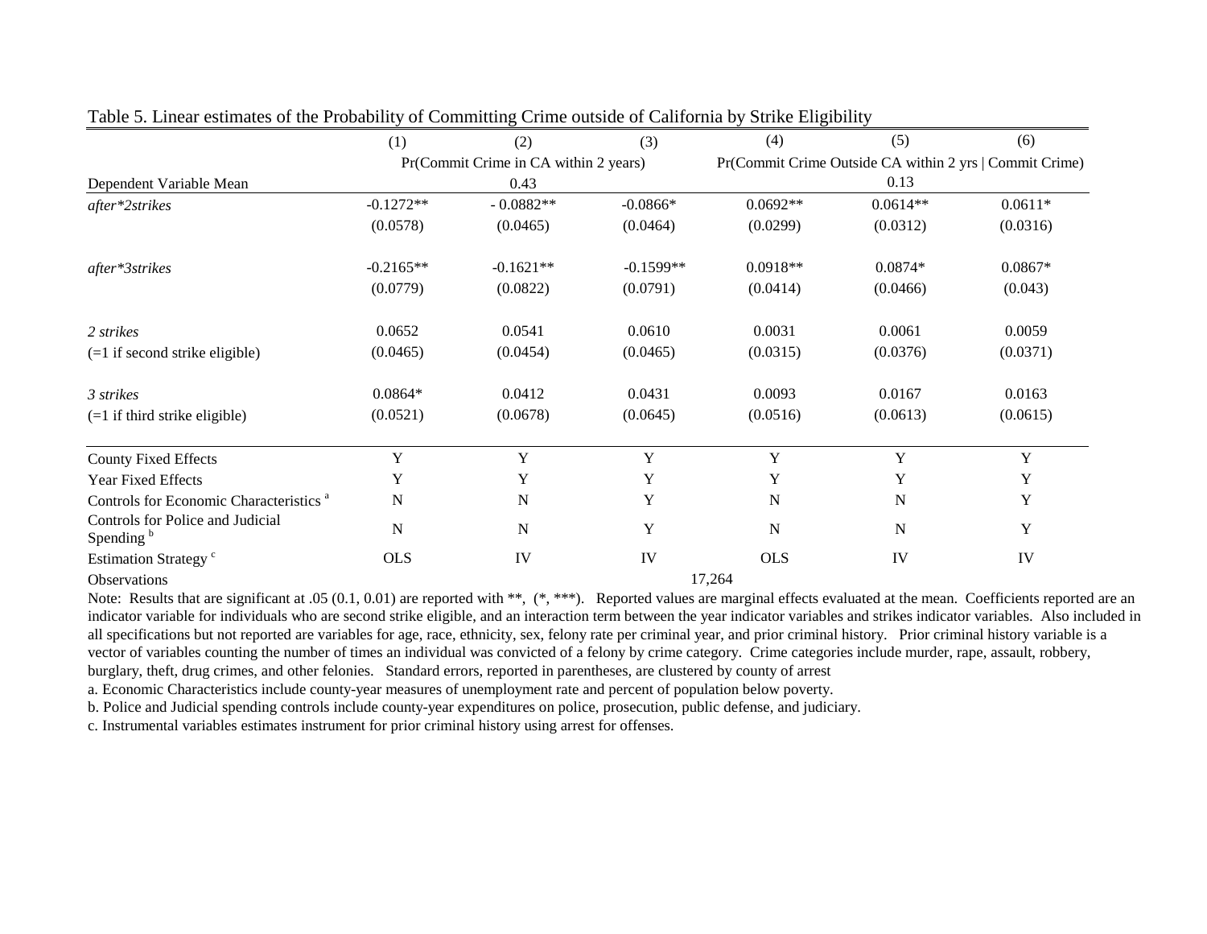Table 5. Linear estimates of the Probability of Committing Crime outside of California by Strike Eligibility

| | (1) | (2) | (3) | (4) | (5) | (6) |
|---|---|---|---|---|---|---|
| | Pr(Commit Crime in CA within 2 years) | | | Pr(Commit Crime Outside CA within 2 yrs \| Commit Crime) | | |
| Dependent Variable Mean | | 0.43 | | | 0.13 | |
| *after\*2strikes* | -0.1272** | - 0.0882** | -0.0866* | 0.0692** | 0.0614** | 0.0611* |
| | (0.0578) | (0.0465) | (0.0464) | (0.0299) | (0.0312) | (0.0316) |
| *after\*3strikes* | -0.2165** | -0.1621** | -0.1599** | 0.0918** | 0.0874* | 0.0867* |
| | (0.0779) | (0.0822) | (0.0791) | (0.0414) | (0.0466) | (0.043) |
| *2 strikes* | 0.0652 | 0.0541 | 0.0610 | 0.0031 | 0.0061 | 0.0059 |
| (=1 if second strike eligible) | (0.0465) | (0.0454) | (0.0465) | (0.0315) | (0.0376) | (0.0371) |
| *3 strikes* | 0.0864* | 0.0412 | 0.0431 | 0.0093 | 0.0167 | 0.0163 |
| (=1 if third strike eligible) | (0.0521) | (0.0678) | (0.0645) | (0.0516) | (0.0613) | (0.0615) |
| County Fixed Effects | Y | Y | Y | Y | Y | Y |
| Year Fixed Effects | Y | Y | Y | Y | Y | Y |
| Controls for Economic Characteristics [a] | N | N | Y | N | N | Y |
| Controls for Police and Judicial Spending [b] | N | N | Y | N | N | Y |
| Estimation Strategy [c] | OLS | IV | IV | OLS | IV | IV |
| Observations | | | | 17,264 | | |

Note: Results that are significant at .05 (0.1, 0.01) are reported with **, (*, ***). Reported values are marginal effects evaluated at the mean. Coefficients reported are an indicator variable for individuals who are second strike eligible, and an interaction term between the year indicator variables and strikes indicator variables. Also included in all specifications but not reported are variables for age, race, ethnicity, sex, felony rate per criminal year, and prior criminal history. Prior criminal history variable is a vector of variables counting the number of times an individual was convicted of a felony by crime category. Crime categories include murder, rape, assault, robbery, burglary, theft, drug crimes, and other felonies. Standard errors, reported in parentheses, are clustered by county of arrest

a. Economic Characteristics include county-year measures of unemployment rate and percent of population below poverty.

b. Police and Judicial spending controls include county-year expenditures on police, prosecution, public defense, and judiciary.

c. Instrumental variables estimates instrument for prior criminal history using arrest for offenses.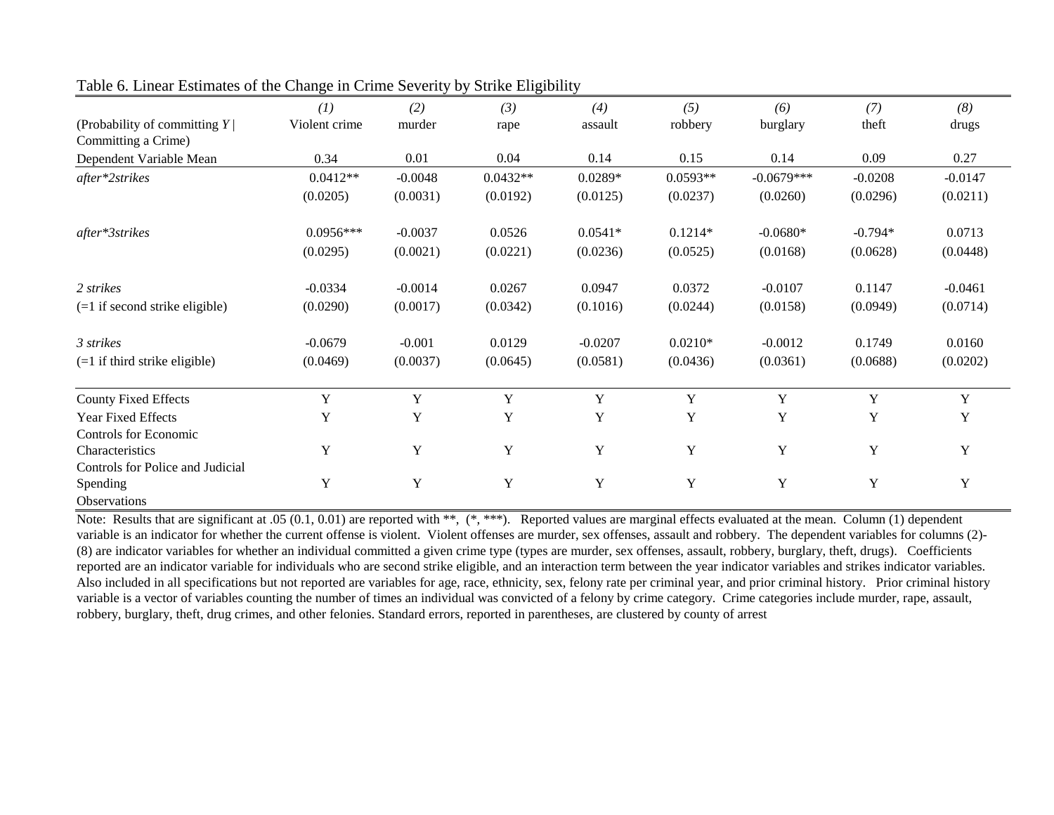Table 6. Linear Estimates of the Change in Crime Severity by Strike Eligibility

| | *(1)* | *(2)* | *(3)* | *(4)* | *(5)* | *(6)* | *(7)* | *(8)* |
|---|---|---|---|---|---|---|---|---|
| (Probability of committing *Y* \| Committing a Crime) | Violent crime | murder | rape | assault | robbery | burglary | theft | drugs |
| Dependent Variable Mean | 0.34 | 0.01 | 0.04 | 0.14 | 0.15 | 0.14 | 0.09 | 0.27 |
| *after*2strikes* | 0.0412** | -0.0048 | 0.0432** | 0.0289* | 0.0593** | -0.0679*** | -0.0208 | -0.0147 |
| | (0.0205) | (0.0031) | (0.0192) | (0.0125) | (0.0237) | (0.0260) | (0.0296) | (0.0211) |
| *after*3strikes* | 0.0956*** | -0.0037 | 0.0526 | 0.0541* | 0.1214* | -0.0680* | -0.794* | 0.0713 |
| | (0.0295) | (0.0021) | (0.0221) | (0.0236) | (0.0525) | (0.0168) | (0.0628) | (0.0448) |
| *2 strikes* | -0.0334 | -0.0014 | 0.0267 | 0.0947 | 0.0372 | -0.0107 | 0.1147 | -0.0461 |
| (=1 if second strike eligible) | (0.0290) | (0.0017) | (0.0342) | (0.1016) | (0.0244) | (0.0158) | (0.0949) | (0.0714) |
| *3 strikes* | -0.0679 | -0.001 | 0.0129 | -0.0207 | 0.0210* | -0.0012 | 0.1749 | 0.0160 |
| (=1 if third strike eligible) | (0.0469) | (0.0037) | (0.0645) | (0.0581) | (0.0436) | (0.0361) | (0.0688) | (0.0202) |
| County Fixed Effects | Y | Y | Y | Y | Y | Y | Y | Y |
| Year Fixed Effects | Y | Y | Y | Y | Y | Y | Y | Y |
| Controls for Economic Characteristics | Y | Y | Y | Y | Y | Y | Y | Y |
| Controls for Police and Judicial Spending | Y | Y | Y | Y | Y | Y | Y | Y |
| Observations | | | | | | | | |

Note: Results that are significant at .05 (0.1, 0.01) are reported with **, (*, ***). Reported values are marginal effects evaluated at the mean. Column (1) dependent variable is an indicator for whether the current offense is violent. Violent offenses are murder, sex offenses, assault and robbery. The dependent variables for columns (2)-(8) are indicator variables for whether an individual committed a given crime type (types are murder, sex offenses, assault, robbery, burglary, theft, drugs). Coefficients reported are an indicator variable for individuals who are second strike eligible, and an interaction term between the year indicator variables and strikes indicator variables. Also included in all specifications but not reported are variables for age, race, ethnicity, sex, felony rate per criminal year, and prior criminal history. Prior criminal history variable is a vector of variables counting the number of times an individual was convicted of a felony by crime category. Crime categories include murder, rape, assault, robbery, burglary, theft, drug crimes, and other felonies. Standard errors, reported in parentheses, are clustered by county of arrest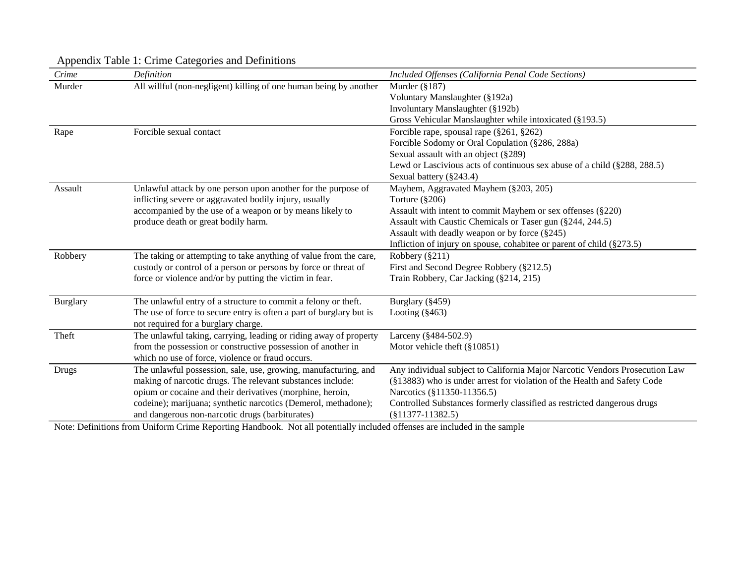Appendix Table 1: Crime Categories and Definitions

| *Crime* | *Definition* | *Included Offenses (California Penal Code Sections)* |
|---|---|---|
| Murder | All willful (non-negligent) killing of one human being by another | Murder (§187)<br>Voluntary Manslaughter (§192a)<br>Involuntary Manslaughter (§192b)<br>Gross Vehicular Manslaughter while intoxicated (§193.5) |
| Rape | Forcible sexual contact | Forcible rape, spousal rape (§261, §262)<br>Forcible Sodomy or Oral Copulation (§286, 288a)<br>Sexual assault with an object (§289)<br>Lewd or Lascivious acts of continuous sex abuse of a child (§288, 288.5)<br>Sexual battery (§243.4) |
| Assault | Unlawful attack by one person upon another for the purpose of inflicting severe or aggravated bodily injury, usually accompanied by the use of a weapon or by means likely to produce death or great bodily harm. | Mayhem, Aggravated Mayhem (§203, 205)<br>Torture (§206)<br>Assault with intent to commit Mayhem or sex offenses (§220)<br>Assault with Caustic Chemicals or Taser gun (§244, 244.5)<br>Assault with deadly weapon or by force (§245)<br>Infliction of injury on spouse, cohabitee or parent of child (§273.5) |
| Robbery | The taking or attempting to take anything of value from the care, custody or control of a person or persons by force or threat of force or violence and/or by putting the victim in fear. | Robbery (§211)<br>First and Second Degree Robbery (§212.5)<br>Train Robbery, Car Jacking (§214, 215) |
| Burglary | The unlawful entry of a structure to commit a felony or theft. The use of force to secure entry is often a part of burglary but is not required for a burglary charge. | Burglary (§459)<br>Looting (§463) |
| Theft | The unlawful taking, carrying, leading or riding away of property from the possession or constructive possession of another in which no use of force, violence or fraud occurs. | Larceny (§484-502.9)<br>Motor vehicle theft (§10851) |
| Drugs | The unlawful possession, sale, use, growing, manufacturing, and making of narcotic drugs. The relevant substances include: opium or cocaine and their derivatives (morphine, heroin, codeine); marijuana; synthetic narcotics (Demerol, methadone); and dangerous non-narcotic drugs (barbiturates) | Any individual subject to California Major Narcotic Vendors Prosecution Law (§13883) who is under arrest for violation of the Health and Safety Code Narcotics (§11350-11356.5)<br>Controlled Substances formerly classified as restricted dangerous drugs (§11377-11382.5) |

Note: Definitions from Uniform Crime Reporting Handbook. Not all potentially included offenses are included in the sample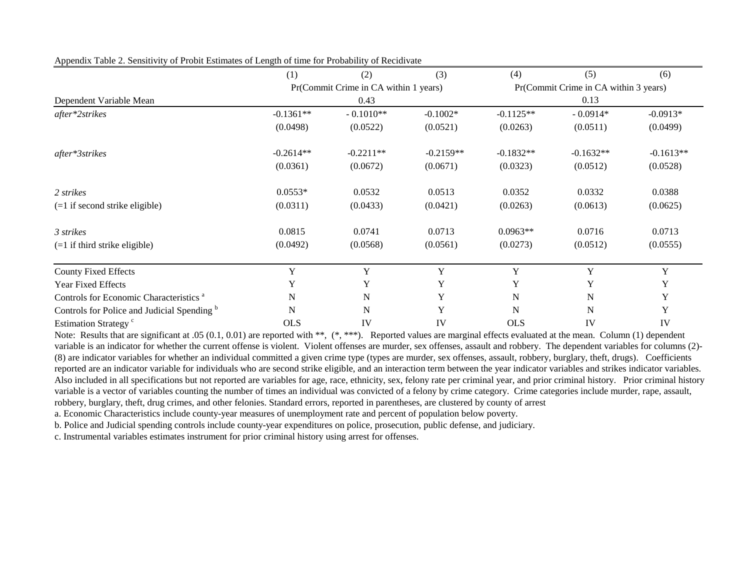Appendix Table 2. Sensitivity of Probit Estimates of Length of time for Probability of Recidivate

| | (1) | (2) | (3) | (4) | (5) | (6) |
|---|---|---|---|---|---|---|
| | Pr(Commit Crime in CA within 1 years) | | | Pr(Commit Crime in CA within 3 years) | | |
| Dependent Variable Mean | 0.43 | | | 0.13 | | |
| *after\*2strikes* | -0.1361** | - 0.1010** | -0.1002* | -0.1125** | - 0.0914* | -0.0913* |
| | (0.0498) | (0.0522) | (0.0521) | (0.0263) | (0.0511) | (0.0499) |
| *after\*3strikes* | -0.2614** | -0.2211** | -0.2159** | -0.1832** | -0.1632** | -0.1613** |
| | (0.0361) | (0.0672) | (0.0671) | (0.0323) | (0.0512) | (0.0528) |
| *2 strikes* | 0.0553* | 0.0532 | 0.0513 | 0.0352 | 0.0332 | 0.0388 |
| (=1 if second strike eligible) | (0.0311) | (0.0433) | (0.0421) | (0.0263) | (0.0613) | (0.0625) |
| *3 strikes* | 0.0815 | 0.0741 | 0.0713 | 0.0963** | 0.0716 | 0.0713 |
| (=1 if third strike eligible) | (0.0492) | (0.0568) | (0.0561) | (0.0273) | (0.0512) | (0.0555) |
| County Fixed Effects | Y | Y | Y | Y | Y | Y |
| Year Fixed Effects | Y | Y | Y | Y | Y | Y |
| Controls for Economic Characteristics [a] | N | N | Y | N | N | Y |
| Controls for Police and Judicial Spending [b] | N | N | Y | N | N | Y |
| Estimation Strategy [c] | OLS | IV | IV | OLS | IV | IV |

Note: Results that are significant at .05 (0.1, 0.01) are reported with **, (*, ***). Reported values are marginal effects evaluated at the mean. Column (1) dependent variable is an indicator for whether the current offense is violent. Violent offenses are murder, sex offenses, assault and robbery. The dependent variables for columns (2)-(8) are indicator variables for whether an individual committed a given crime type (types are murder, sex offenses, assault, robbery, burglary, theft, drugs). Coefficients reported are an indicator variable for individuals who are second strike eligible, and an interaction term between the year indicator variables and strikes indicator variables. Also included in all specifications but not reported are variables for age, race, ethnicity, sex, felony rate per criminal year, and prior criminal history. Prior criminal history variable is a vector of variables counting the number of times an individual was convicted of a felony by crime category. Crime categories include murder, rape, assault, robbery, burglary, theft, drug crimes, and other felonies. Standard errors, reported in parentheses, are clustered by county of arrest

a. Economic Characteristics include county-year measures of unemployment rate and percent of population below poverty.

b. Police and Judicial spending controls include county-year expenditures on police, prosecution, public defense, and judiciary.

c. Instrumental variables estimates instrument for prior criminal history using arrest for offenses.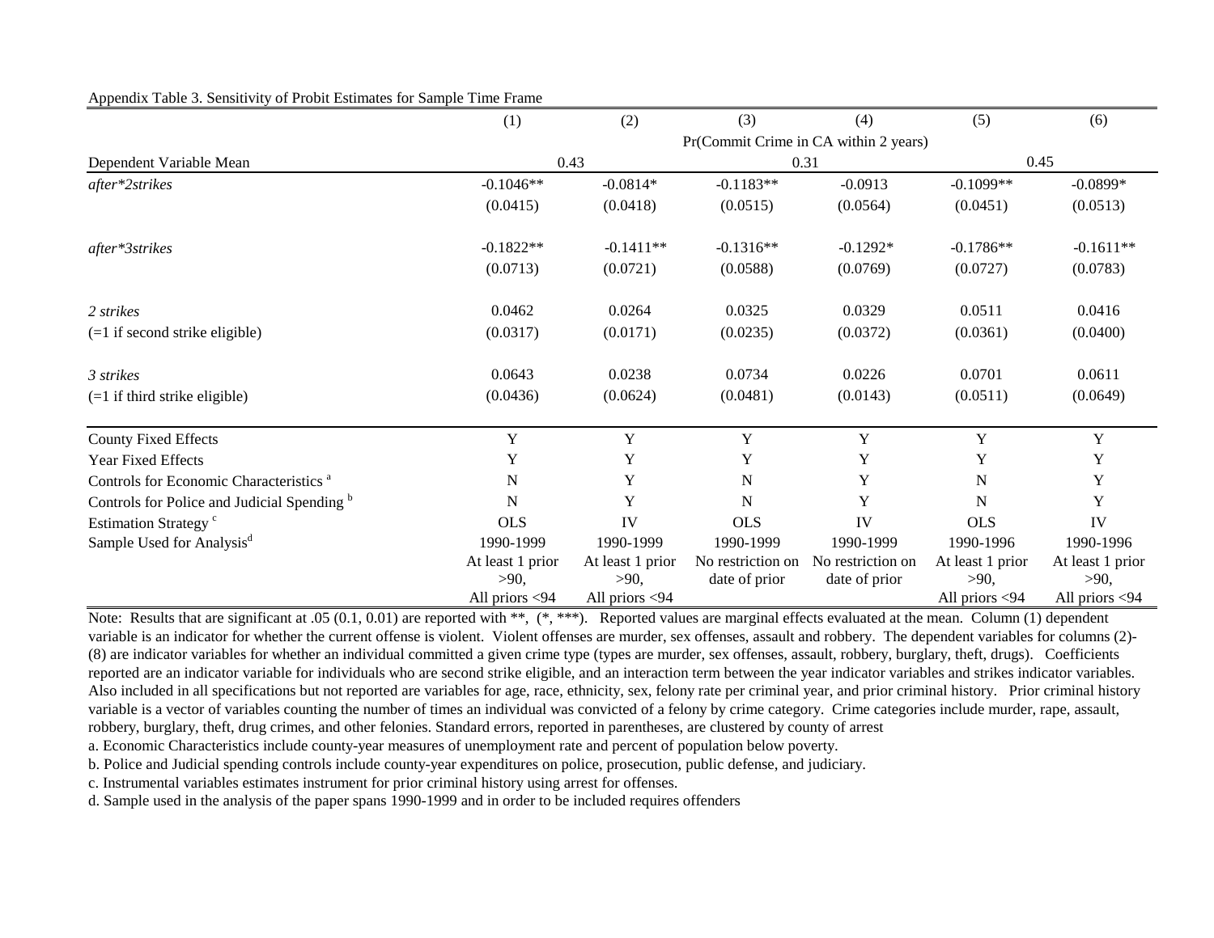Appendix Table 3. Sensitivity of Probit Estimates for Sample Time Frame

| | (1) | (2) | (3) | (4) | (5) | (6) |
|---|---|---|---|---|---|---|
| | Pr(Commit Crime in CA within 2 years) | | | | | |
| Dependent Variable Mean | 0.43 | | 0.31 | | 0.45 | |
| *after\*2strikes* | -0.1046** | -0.0814* | -0.1183** | -0.0913 | -0.1099** | -0.0899* |
| | (0.0415) | (0.0418) | (0.0515) | (0.0564) | (0.0451) | (0.0513) |
| *after\*3strikes* | -0.1822** | -0.1411** | -0.1316** | -0.1292* | -0.1786** | -0.1611** |
| | (0.0713) | (0.0721) | (0.0588) | (0.0769) | (0.0727) | (0.0783) |
| *2 strikes* | 0.0462 | 0.0264 | 0.0325 | 0.0329 | 0.0511 | 0.0416 |
| (=1 if second strike eligible) | (0.0317) | (0.0171) | (0.0235) | (0.0372) | (0.0361) | (0.0400) |
| *3 strikes* | 0.0643 | 0.0238 | 0.0734 | 0.0226 | 0.0701 | 0.0611 |
| (=1 if third strike eligible) | (0.0436) | (0.0624) | (0.0481) | (0.0143) | (0.0511) | (0.0649) |
| County Fixed Effects | Y | Y | Y | Y | Y | Y |
| Year Fixed Effects | Y | Y | Y | Y | Y | Y |
| Controls for Economic Characteristics [a] | N | Y | N | Y | N | Y |
| Controls for Police and Judicial Spending [b] | N | Y | N | Y | N | Y |
| Estimation Strategy [c] | OLS | IV | OLS | IV | OLS | IV |
| Sample Used for Analysis[d] | 1990-1999 | 1990-1999 | 1990-1999 | 1990-1999 | 1990-1996 | 1990-1996 |
| | At least 1 prior >90, All priors <94 | At least 1 prior >90, All priors <94 | No restriction on date of prior | No restriction on date of prior | At least 1 prior >90, All priors <94 | At least 1 prior >90, All priors <94 |

Note: Results that are significant at .05 (0.1, 0.01) are reported with **, (*, ***). Reported values are marginal effects evaluated at the mean. Column (1) dependent variable is an indicator for whether the current offense is violent. Violent offenses are murder, sex offenses, assault and robbery. The dependent variables for columns (2)-(8) are indicator variables for whether an individual committed a given crime type (types are murder, sex offenses, assault, robbery, burglary, theft, drugs). Coefficients reported are an indicator variable for individuals who are second strike eligible, and an interaction term between the year indicator variables and strikes indicator variables. Also included in all specifications but not reported are variables for age, race, ethnicity, sex, felony rate per criminal year, and prior criminal history. Prior criminal history variable is a vector of variables counting the number of times an individual was convicted of a felony by crime category. Crime categories include murder, rape, assault, robbery, burglary, theft, drug crimes, and other felonies. Standard errors, reported in parentheses, are clustered by county of arrest

a. Economic Characteristics include county-year measures of unemployment rate and percent of population below poverty.

b. Police and Judicial spending controls include county-year expenditures on police, prosecution, public defense, and judiciary.

c. Instrumental variables estimates instrument for prior criminal history using arrest for offenses.

d. Sample used in the analysis of the paper spans 1990-1999 and in order to be included requires offenders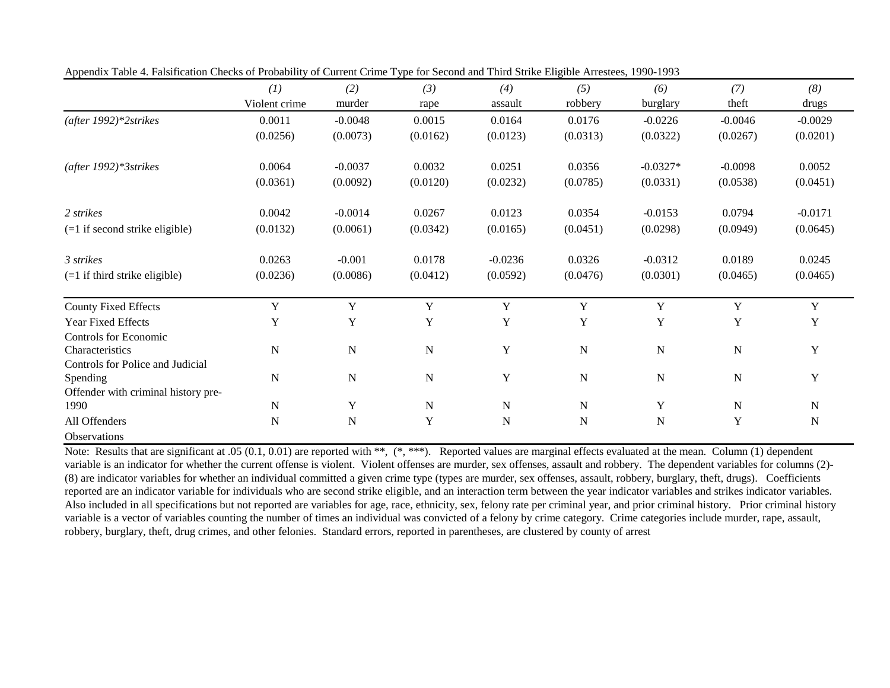Appendix Table 4. Falsification Checks of Probability of Current Crime Type for Second and Third Strike Eligible Arrestees, 1990-1993

| | *(1)* | *(2)* | *(3)* | *(4)* | *(5)* | *(6)* | *(7)* | *(8)* |
|---|---|---|---|---|---|---|---|---|
| | Violent crime | murder | rape | assault | robbery | burglary | theft | drugs |
| *(after 1992)\*2strikes* | 0.0011 | -0.0048 | 0.0015 | 0.0164 | 0.0176 | -0.0226 | -0.0046 | -0.0029 |
| | (0.0256) | (0.0073) | (0.0162) | (0.0123) | (0.0313) | (0.0322) | (0.0267) | (0.0201) |
| *(after 1992)\*3strikes* | 0.0064 | -0.0037 | 0.0032 | 0.0251 | 0.0356 | -0.0327* | -0.0098 | 0.0052 |
| | (0.0361) | (0.0092) | (0.0120) | (0.0232) | (0.0785) | (0.0331) | (0.0538) | (0.0451) |
| *2 strikes* | 0.0042 | -0.0014 | 0.0267 | 0.0123 | 0.0354 | -0.0153 | 0.0794 | -0.0171 |
| (=1 if second strike eligible) | (0.0132) | (0.0061) | (0.0342) | (0.0165) | (0.0451) | (0.0298) | (0.0949) | (0.0645) |
| *3 strikes* | 0.0263 | -0.001 | 0.0178 | -0.0236 | 0.0326 | -0.0312 | 0.0189 | 0.0245 |
| (=1 if third strike eligible) | (0.0236) | (0.0086) | (0.0412) | (0.0592) | (0.0476) | (0.0301) | (0.0465) | (0.0465) |
| County Fixed Effects | Y | Y | Y | Y | Y | Y | Y | Y |
| Year Fixed Effects | Y | Y | Y | Y | Y | Y | Y | Y |
| Controls for Economic Characteristics | N | N | N | Y | N | N | N | Y |
| Controls for Police and Judicial Spending | N | N | N | Y | N | N | N | Y |
| Offender with criminal history pre-1990 | N | Y | N | N | N | Y | N | N |
| All Offenders | N | N | Y | N | N | N | Y | N |
| Observations | | | | | | | | |

Note: Results that are significant at .05 (0.1, 0.01) are reported with **, (*, ***). Reported values are marginal effects evaluated at the mean. Column (1) dependent variable is an indicator for whether the current offense is violent. Violent offenses are murder, sex offenses, assault and robbery. The dependent variables for columns (2)-(8) are indicator variables for whether an individual committed a given crime type (types are murder, sex offenses, assault, robbery, burglary, theft, drugs). Coefficients reported are an indicator variable for individuals who are second strike eligible, and an interaction term between the year indicator variables and strikes indicator variables. Also included in all specifications but not reported are variables for age, race, ethnicity, sex, felony rate per criminal year, and prior criminal history. Prior criminal history variable is a vector of variables counting the number of times an individual was convicted of a felony by crime category. Crime categories include murder, rape, assault, robbery, burglary, theft, drug crimes, and other felonies. Standard errors, reported in parentheses, are clustered by county of arrest